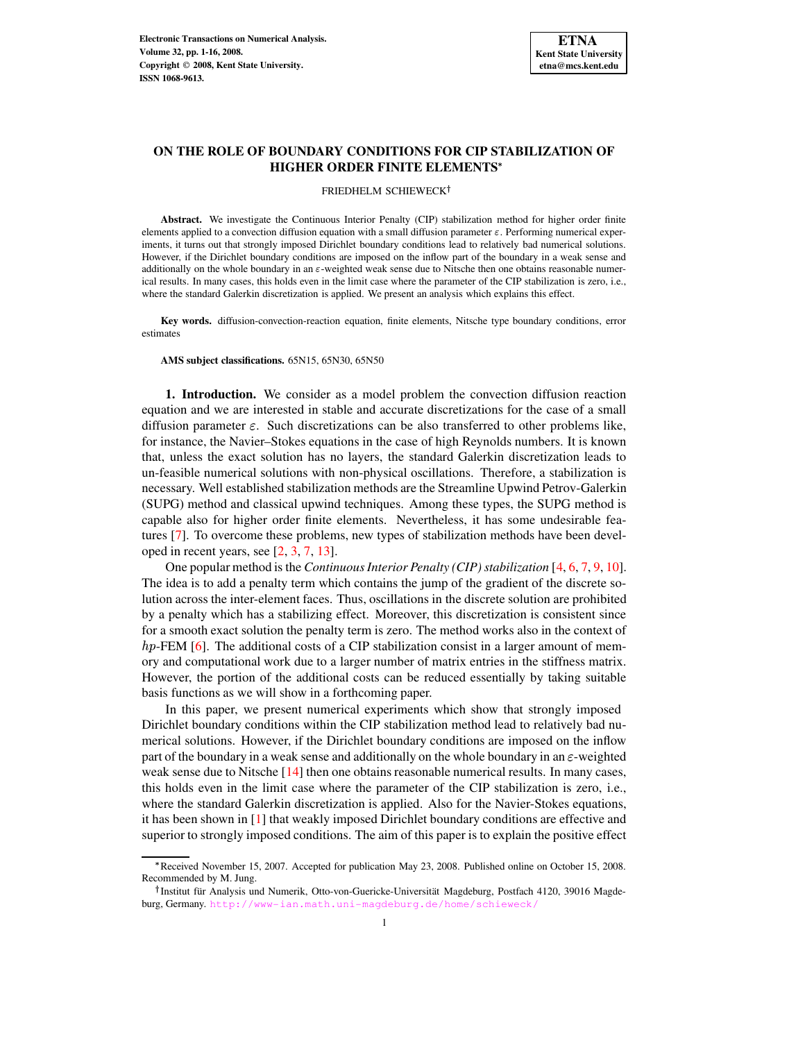# ON THE ROLE OF BOUNDARY CONDITIONS FOR CIP STABILIZATION OF HIGHER ORDER FINITE ELEMENTS*

FRIEDHELM SCHIEWECK†

**Abstract.** We investigate the Continuous Interior Penalty (CIP) stabilization method for higher order finite elements applied to a convection diffusion equation with a small diffusion parameter $\varepsilon$. Performing numerical experiments, it turns out that strongly imposed Dirichlet boundary conditions lead to relatively bad numerical solutions. However, if the Dirichlet boundary conditions are imposed on the inflow part of the boundary in a weak sense and additionally on the whole boundary in an $\varepsilon$-weighted weak sense due to Nitsche then one obtains reasonable numerical results. In many cases, this holds even in the limit case where the parameter of the CIP stabilization is zero, i.e., where the standard Galerkin discretization is applied. We present an analysis which explains this effect.

**Key words.** diffusion-convection-reaction equation, finite elements, Nitsche type boundary conditions, error estimates

**AMS subject classifications.** 65N15, 65N30, 65N50

## 1. Introduction.

We consider as a model problem the convection diffusion reaction equation and we are interested in stable and accurate discretizations for the case of a small diffusion parameter $\varepsilon$. Such discretizations can be also transferred to other problems like, for instance, the Navier–Stokes equations in the case of high Reynolds numbers. It is known that, unless the exact solution has no layers, the standard Galerkin discretization leads to un-feasible numerical solutions with non-physical oscillations. Therefore, a stabilization is necessary. Well established stabilization methods are the Streamline Upwind Petrov-Galerkin (SUPG) method and classical upwind techniques. Among these types, the SUPG method is capable also for higher order finite elements. Nevertheless, it has some undesirable features [7]. To overcome these problems, new types of stabilization methods have been developed in recent years, see [2, 3, 7, 13].

One popular method is the *Continuous Interior Penalty (CIP) stabilization* [4, 6, 7, 9, 10]. The idea is to add a penalty term which contains the jump of the gradient of the discrete solution across the inter-element faces. Thus, oscillations in the discrete solution are prohibited by a penalty which has a stabilizing effect. Moreover, this discretization is consistent since for a smooth exact solution the penalty term is zero. The method works also in the context of $hp$-FEM [6]. The additional costs of a CIP stabilization consist in a larger amount of memory and computational work due to a larger number of matrix entries in the stiffness matrix. However, the portion of the additional costs can be reduced essentially by taking suitable basis functions as we will show in a forthcoming paper.

In this paper, we present numerical experiments which show that strongly imposed Dirichlet boundary conditions within the CIP stabilization method lead to relatively bad numerical solutions. However, if the Dirichlet boundary conditions are imposed on the inflow part of the boundary in a weak sense and additionally on the whole boundary in an $\varepsilon$-weighted weak sense due to Nitsche [14] then one obtains reasonable numerical results. In many cases, this holds even in the limit case where the parameter of the CIP stabilization is zero, i.e., where the standard Galerkin discretization is applied. Also for the Navier-Stokes equations, it has been shown in [1] that weakly imposed Dirichlet boundary conditions are effective and superior to strongly imposed conditions. The aim of this paper is to explain the positive effect

---

*Received November 15, 2007. Accepted for publication May 23, 2008. Published online on October 15, 2008. Recommended by M. Jung.

†Institut für Analysis und Numerik, Otto-von-Guericke-Universität Magdeburg, Postfach 4120, 39016 Magdeburg, Germany. http://www-ian.math.uni-magdeburg.de/home/schieweck/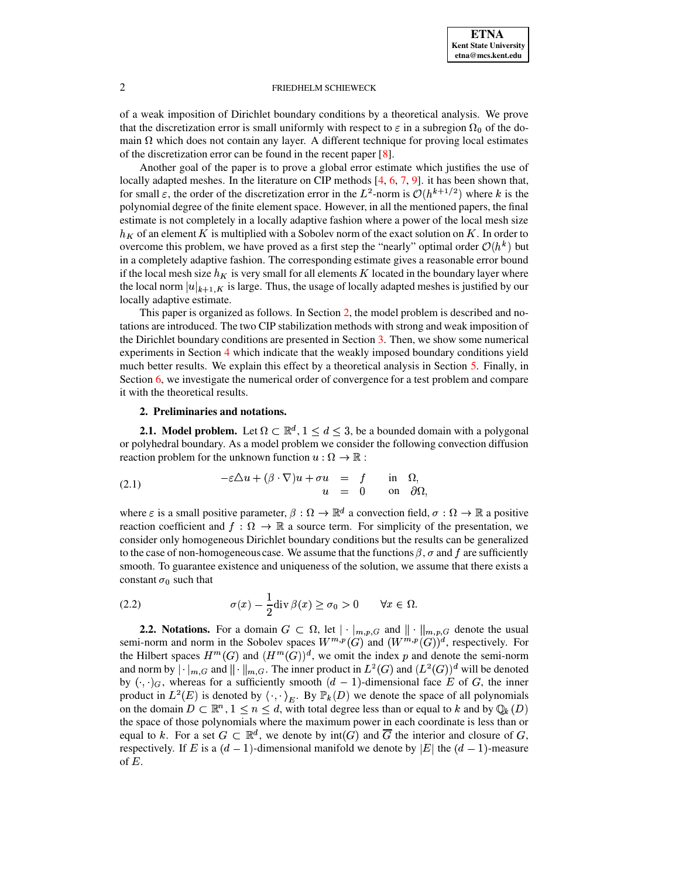of a weak imposition of Dirichlet boundary conditions by a theoretical analysis. We prove that the discretization error is small uniformly with respect to $\varepsilon$ in a subregion $\Omega_0$ of the domain $\Omega$ which does not contain any layer. A different technique for proving local estimates of the discretization error can be found in the recent paper [8].

Another goal of the paper is to prove a global error estimate which justifies the use of locally adapted meshes. In the literature on CIP methods [4, 6, 7, 9]. it has been shown that, for small $\varepsilon$, the order of the discretization error in the $L^2$-norm is $\mathcal{O}(h^{k+1/2})$ where $k$ is the polynomial degree of the finite element space. However, in all the mentioned papers, the final estimate is not completely in a locally adaptive fashion where a power of the local mesh size $h_K$ of an element $K$ is multiplied with a Sobolev norm of the exact solution on $K$. In order to overcome this problem, we have proved as a first step the "nearly" optimal order $\mathcal{O}(h^k)$ but in a completely adaptive fashion. The corresponding estimate gives a reasonable error bound if the local mesh size $h_K$ is very small for all elements $K$ located in the boundary layer where the local norm $|u|_{k+1,K}$ is large. Thus, the usage of locally adapted meshes is justified by our locally adaptive estimate.

This paper is organized as follows. In Section 2, the model problem is described and notations are introduced. The two CIP stabilization methods with strong and weak imposition of the Dirichlet boundary conditions are presented in Section 3. Then, we show some numerical experiments in Section 4 which indicate that the weakly imposed boundary conditions yield much better results. We explain this effect by a theoretical analysis in Section 5. Finally, in Section 6, we investigate the numerical order of convergence for a test problem and compare it with the theoretical results.

## 2. Preliminaries and notations.

**2.1. Model problem.** Let $\Omega \subset \mathbb{R}^d$, $1 \leq d \leq 3$, be a bounded domain with a polygonal or polyhedral boundary. As a model problem we consider the following convection diffusion reaction problem for the unknown function $u : \Omega \to \mathbb{R}$ :

$$
\begin{aligned}
-\varepsilon \triangle u + (\beta \cdot \nabla) u + \sigma u &= f \qquad \text{in} \quad \Omega, \\
u &= 0 \qquad \text{on} \quad \partial\Omega,
\end{aligned}
\tag{2.1}
$$

where $\varepsilon$ is a small positive parameter, $\beta : \Omega \to \mathbb{R}^d$ a convection field, $\sigma : \Omega \to \mathbb{R}$ a positive reaction coefficient and $f : \Omega \to \mathbb{R}$ a source term. For simplicity of the presentation, we consider only homogeneous Dirichlet boundary conditions but the results can be generalized to the case of non-homogeneous case. We assume that the functions $\beta$, $\sigma$ and $f$ are sufficiently smooth. To guarantee existence and uniqueness of the solution, we assume that there exists a constant $\sigma_0$ such that

$$
\sigma(x) - \frac{1}{2} \operatorname{div} \beta(x) \geq \sigma_0 > 0 \qquad \forall x \in \Omega. \tag{2.2}
$$

**2.2. Notations.** For a domain $G \subset \Omega$, let $|\cdot|_{m,p,G}$ and $\|\cdot\|_{m,p,G}$ denote the usual semi-norm and norm in the Sobolev spaces $W^{m,p}(G)$ and $(W^{m,p}(G))^d$, respectively. For the Hilbert spaces $H^m(G)$ and $(H^m(G))^d$, we omit the index $p$ and denote the semi-norm and norm by $|\cdot|_{m,G}$ and $\|\cdot\|_{m,G}$. The inner product in $L^2(G)$ and $(L^2(G))^d$ will be denoted by $(\cdot,\cdot)_G$, whereas for a sufficiently smooth $(d-1)$-dimensional face $E$ of $G$, the inner product in $L^2(E)$ is denoted by $\langle \cdot,\cdot \rangle_E$. By $\mathbb{P}_k(D)$ we denote the space of all polynomials on the domain $D \subset \mathbb{R}^n$, $1 \leq n \leq d$, with total degree less than or equal to $k$ and by $\mathbb{Q}_k(D)$ the space of those polynomials where the maximum power in each coordinate is less than or equal to $k$. For a set $G \subset \mathbb{R}^d$, we denote by $\operatorname{int}(G)$ and $\overline{G}$ the interior and closure of $G$, respectively. If $E$ is a $(d-1)$-dimensional manifold we denote by $|E|$ the $(d-1)$-measure of $E$.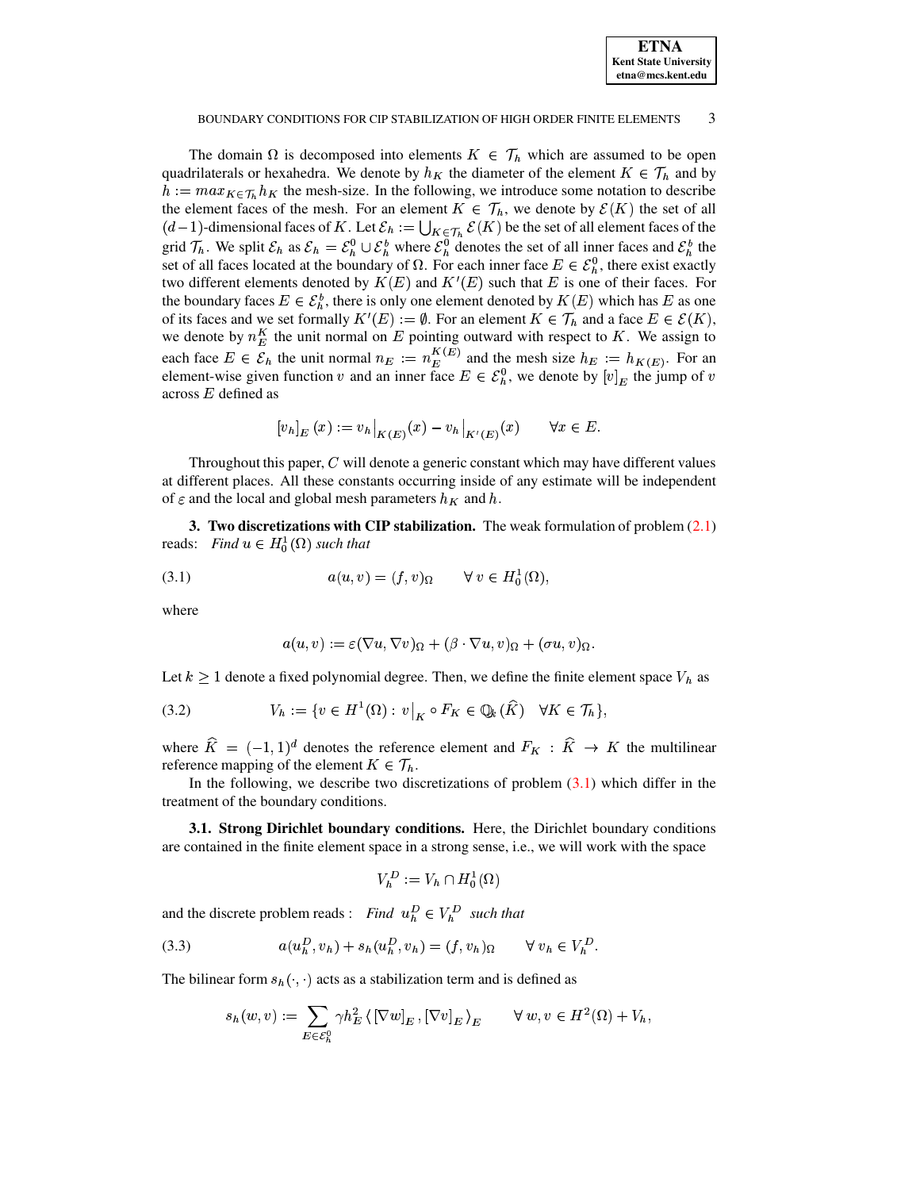The domain $\Omega$ is decomposed into elements $K \in \mathcal{T}_h$ which are assumed to be open quadrilaterals or hexahedra. We denote by $h_K$ the diameter of the element $K \in \mathcal{T}_h$ and by $h := max_{K \in \mathcal{T}_h} h_K$ the mesh-size. In the following, we introduce some notation to describe the element faces of the mesh. For an element $K \in \mathcal{T}_h$, we denote by $\mathcal{E}(K)$ the set of all $(d-1)$-dimensional faces of $K$. Let $\mathcal{E}_h := \bigcup_{K \in \mathcal{T}_h} \mathcal{E}(K)$ be the set of all element faces of the grid $\mathcal{T}_h$. We split $\mathcal{E}_h$ as $\mathcal{E}_h = \mathcal{E}_h^0 \cup \mathcal{E}_h^b$ where $\mathcal{E}_h^0$ denotes the set of all inner faces and $\mathcal{E}_h^b$ the set of all faces located at the boundary of $\Omega$. For each inner face $E \in \mathcal{E}_h^0$, there exist exactly two different elements denoted by $K(E)$ and $K'(E)$ such that $E$ is one of their faces. For the boundary faces $E \in \mathcal{E}_h^b$, there is only one element denoted by $K(E)$ which has $E$ as one of its faces and we set formally $K'(E) := \emptyset$. For an element $K \in \mathcal{T}_h$ and a face $E \in \mathcal{E}(K)$, we denote by $n_E^K$ the unit normal on $E$ pointing outward with respect to $K$. We assign to each face $E \in \mathcal{E}_h$ the unit normal $n_E := n_E^{K(E)}$ and the mesh size $h_E := h_{K(E)}$. For an element-wise given function $v$ and an inner face $E \in \mathcal{E}_h^0$, we denote by $[v]_E$ the jump of $v$ across $E$ defined as

$$[v_h]_E(x) := v_h\big|_{K(E)}(x) - v_h\big|_{K'(E)}(x) \qquad \forall x \in E.$$

Throughout this paper, $C$ will denote a generic constant which may have different values at different places. All these constants occurring inside of any estimate will be independent of $\varepsilon$ and the local and global mesh parameters $h_K$ and $h$.

## 3. Two discretizations with CIP stabilization.

The weak formulation of problem (2.1) reads: *Find $u \in H_0^1(\Omega)$ such that*

$$a(u, v) = (f, v)_\Omega \qquad \forall\, v \in H_0^1(\Omega), \tag{3.1}$$

where

$$a(u, v) := \varepsilon(\nabla u, \nabla v)_\Omega + (\beta \cdot \nabla u, v)_\Omega + (\sigma u, v)_\Omega.$$

Let $k \geq 1$ denote a fixed polynomial degree. Then, we define the finite element space $V_h$ as

$$V_h := \{v \in H^1(\Omega) : v\big|_K \circ F_K \in \mathbb{Q}_k(\widehat{K}) \quad \forall K \in \mathcal{T}_h\}, \tag{3.2}$$

where $\widehat{K} = (-1, 1)^d$ denotes the reference element and $F_K : \widehat{K} \to K$ the multilinear reference mapping of the element $K \in \mathcal{T}_h$.

In the following, we describe two discretizations of problem (3.1) which differ in the treatment of the boundary conditions.

### 3.1. Strong Dirichlet boundary conditions.

Here, the Dirichlet boundary conditions are contained in the finite element space in a strong sense, i.e., we will work with the space

$$V_h^D := V_h \cap H_0^1(\Omega)$$

and the discrete problem reads : *Find $u_h^D \in V_h^D$ such that*

$$a(u_h^D, v_h) + s_h(u_h^D, v_h) = (f, v_h)_\Omega \qquad \forall\, v_h \in V_h^D. \tag{3.3}$$

The bilinear form $s_h(\cdot, \cdot)$ acts as a stabilization term and is defined as

$$s_h(w, v) := \sum_{E \in \mathcal{E}_h^0} \gamma h_E^2 \left\langle [\nabla w]_E, [\nabla v]_E \right\rangle_E \qquad \forall\, w, v \in H^2(\Omega) + V_h,$$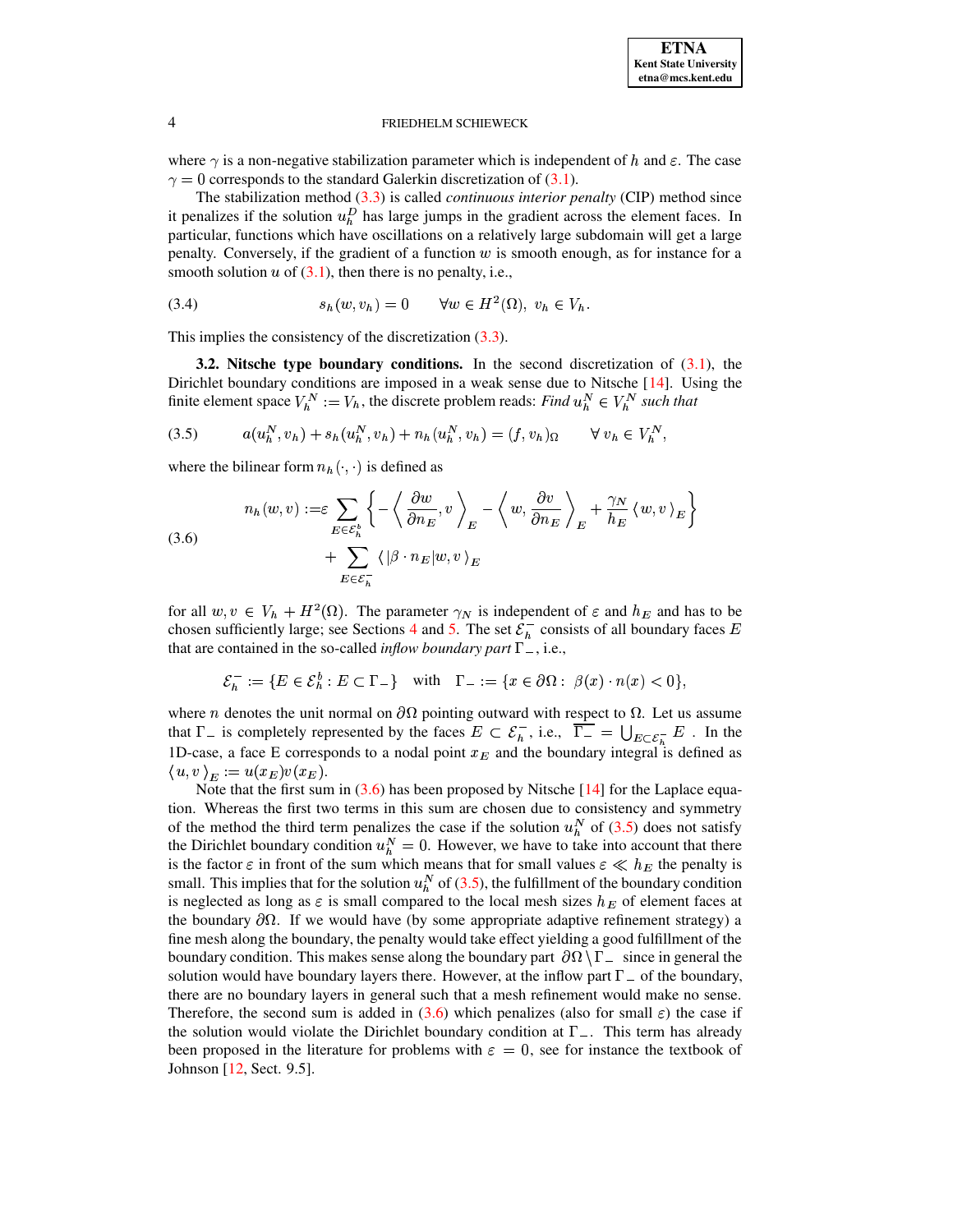where $\gamma$ is a non-negative stabilization parameter which is independent of $h$ and $\varepsilon$. The case $\gamma = 0$ corresponds to the standard Galerkin discretization of (3.1).

The stabilization method (3.3) is called *continuous interior penalty* (CIP) method since it penalizes if the solution $u_h^D$ has large jumps in the gradient across the element faces. In particular, functions which have oscillations on a relatively large subdomain will get a large penalty. Conversely, if the gradient of a function $w$ is smooth enough, as for instance for a smooth solution $u$ of (3.1), then there is no penalty, i.e.,

$$s_h(w, v_h) = 0 \qquad \forall w \in H^2(\Omega),\; v_h \in V_h. \tag{3.4}$$

This implies the consistency of the discretization (3.3).

**3.2. Nitsche type boundary conditions.** In the second discretization of (3.1), the Dirichlet boundary conditions are imposed in a weak sense due to Nitsche [14]. Using the finite element space $V_h^N := V_h$, the discrete problem reads: *Find* $u_h^N \in V_h^N$ *such that*

$$a(u_h^N, v_h) + s_h(u_h^N, v_h) + n_h(u_h^N, v_h) = (f, v_h)_\Omega \qquad \forall\, v_h \in V_h^N, \tag{3.5}$$

where the bilinear form $n_h(\cdot,\cdot)$ is defined as

$$\begin{aligned} n_h(w, v) :=& \varepsilon \sum_{E \in \mathcal{E}_h^b} \left\{ - \left\langle \frac{\partial w}{\partial n_E}, v \right\rangle_E - \left\langle w, \frac{\partial v}{\partial n_E} \right\rangle_E + \frac{\gamma_N}{h_E} \langle w, v \rangle_E \right\} \\ &+ \sum_{E \in \mathcal{E}_h^-} \langle |\beta \cdot n_E| w, v \rangle_E \end{aligned} \tag{3.6}$$

for all $w, v \in V_h + H^2(\Omega)$. The parameter $\gamma_N$ is independent of $\varepsilon$ and $h_E$ and has to be chosen sufficiently large; see Sections 4 and 5. The set $\mathcal{E}_h^-$ consists of all boundary faces $E$ that are contained in the so-called *inflow boundary part* $\Gamma_-$, i.e.,

$$\mathcal{E}_h^- := \{E \in \mathcal{E}_h^b : E \subset \Gamma_-\} \quad \text{with} \quad \Gamma_- := \{x \in \partial\Omega :\; \beta(x) \cdot n(x) < 0\},$$

where $n$ denotes the unit normal on $\partial\Omega$ pointing outward with respect to $\Omega$. Let us assume that $\Gamma_-$ is completely represented by the faces $E \subset \mathcal{E}_h^-$, i.e., $\overline{\Gamma_-} = \bigcup_{E \subset \mathcal{E}_h^-} E$ . In the 1D-case, a face E corresponds to a nodal point $x_E$ and the boundary integral is defined as $\langle u, v \rangle_E := u(x_E)v(x_E)$.

Note that the first sum in (3.6) has been proposed by Nitsche [14] for the Laplace equation. Whereas the first two terms in this sum are chosen due to consistency and symmetry of the method the third term penalizes the case if the solution $u_h^N$ of (3.5) does not satisfy the Dirichlet boundary condition $u_h^N = 0$. However, we have to take into account that there is the factor $\varepsilon$ in front of the sum which means that for small values $\varepsilon \ll h_E$ the penalty is small. This implies that for the solution $u_h^N$ of (3.5), the fulfillment of the boundary condition is neglected as long as $\varepsilon$ is small compared to the local mesh sizes $h_E$ of element faces at the boundary $\partial\Omega$. If we would have (by some appropriate adaptive refinement strategy) a fine mesh along the boundary, the penalty would take effect yielding a good fulfillment of the boundary condition. This makes sense along the boundary part $\partial\Omega \setminus \Gamma_-$ since in general the solution would have boundary layers there. However, at the inflow part $\Gamma_-$ of the boundary, there are no boundary layers in general such that a mesh refinement would make no sense. Therefore, the second sum is added in (3.6) which penalizes (also for small $\varepsilon$) the case if the solution would violate the Dirichlet boundary condition at $\Gamma_-$. This term has already been proposed in the literature for problems with $\varepsilon = 0$, see for instance the textbook of Johnson [12, Sect. 9.5].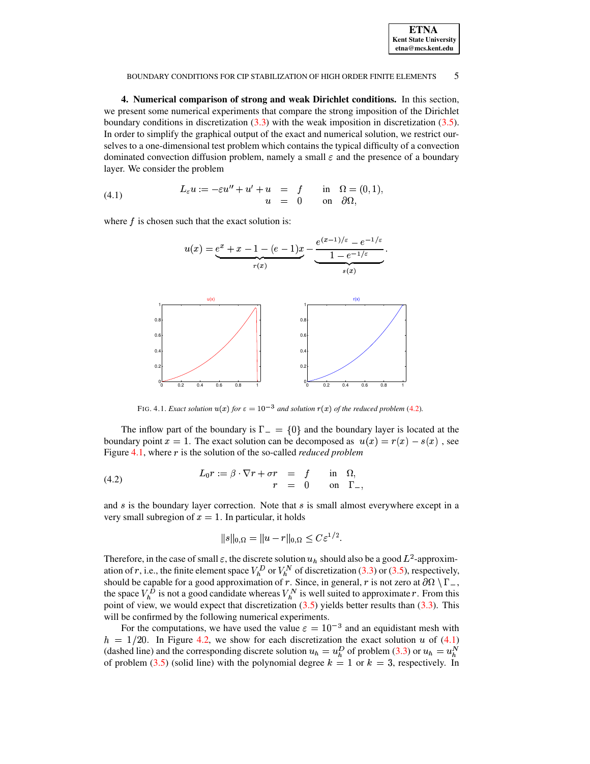**4. Numerical comparison of strong and weak Dirichlet conditions.** In this section, we present some numerical experiments that compare the strong imposition of the Dirichlet boundary conditions in discretization (3.3) with the weak imposition in discretization (3.5). In order to simplify the graphical output of the exact and numerical solution, we restrict ourselves to a one-dimensional test problem which contains the typical difficulty of a convection dominated convection diffusion problem, namely a small $\varepsilon$ and the presence of a boundary layer. We consider the problem

$$
\begin{aligned}
L_\varepsilon u := -\varepsilon u'' + u' + u &= f \qquad \text{in} \quad \Omega = (0,1), \\
u &= 0 \qquad \text{on} \quad \partial\Omega,
\end{aligned}
\tag{4.1}
$$

where $f$ is chosen such that the exact solution is:

$$
u(x) = \underbrace{e^x + x - 1 - (e-1)x}_{r(x)} - \underbrace{\frac{e^{(x-1)/\varepsilon} - e^{-1/\varepsilon}}{1 - e^{-1/\varepsilon}}}_{s(x)}.
$$

FIG. 4.1. *Exact solution $u(x)$ for $\varepsilon = 10^{-3}$ and solution $r(x)$ of the reduced problem (4.2).*

The inflow part of the boundary is $\Gamma_- = \{0\}$ and the boundary layer is located at the boundary point $x = 1$. The exact solution can be decomposed as $u(x) = r(x) - s(x)$, see Figure 4.1, where $r$ is the solution of the so-called *reduced problem*

$$
\begin{aligned}
L_0 r := \beta \cdot \nabla r + \sigma r &= f \qquad \text{in} \quad \Omega, \\
r &= 0 \qquad \text{on} \quad \Gamma_-,
\end{aligned}
\tag{4.2}
$$

and $s$ is the boundary layer correction. Note that $s$ is small almost everywhere except in a very small subregion of $x = 1$. In particular, it holds

$$
\|s\|_{0,\Omega} = \|u - r\|_{0,\Omega} \leq C\varepsilon^{1/2}.
$$

Therefore, in the case of small $\varepsilon$, the discrete solution $u_h$ should also be a good $L^2$-approximation of $r$, i.e., the finite element space $V_h^D$ or $V_h^N$ of discretization (3.3) or (3.5), respectively, should be capable for a good approximation of $r$. Since, in general, $r$ is not zero at $\partial\Omega \setminus \Gamma_-$, the space $V_h^D$ is not a good candidate whereas $V_h^N$ is well suited to approximate $r$. From this point of view, we would expect that discretization (3.5) yields better results than (3.3). This will be confirmed by the following numerical experiments.

For the computations, we have used the value $\varepsilon = 10^{-3}$ and an equidistant mesh with $h = 1/20$. In Figure 4.2, we show for each discretization the exact solution $u$ of (4.1) (dashed line) and the corresponding discrete solution $u_h = u_h^D$ of problem (3.3) or $u_h = u_h^N$ of problem (3.5) (solid line) with the polynomial degree $k = 1$ or $k = 3$, respectively. In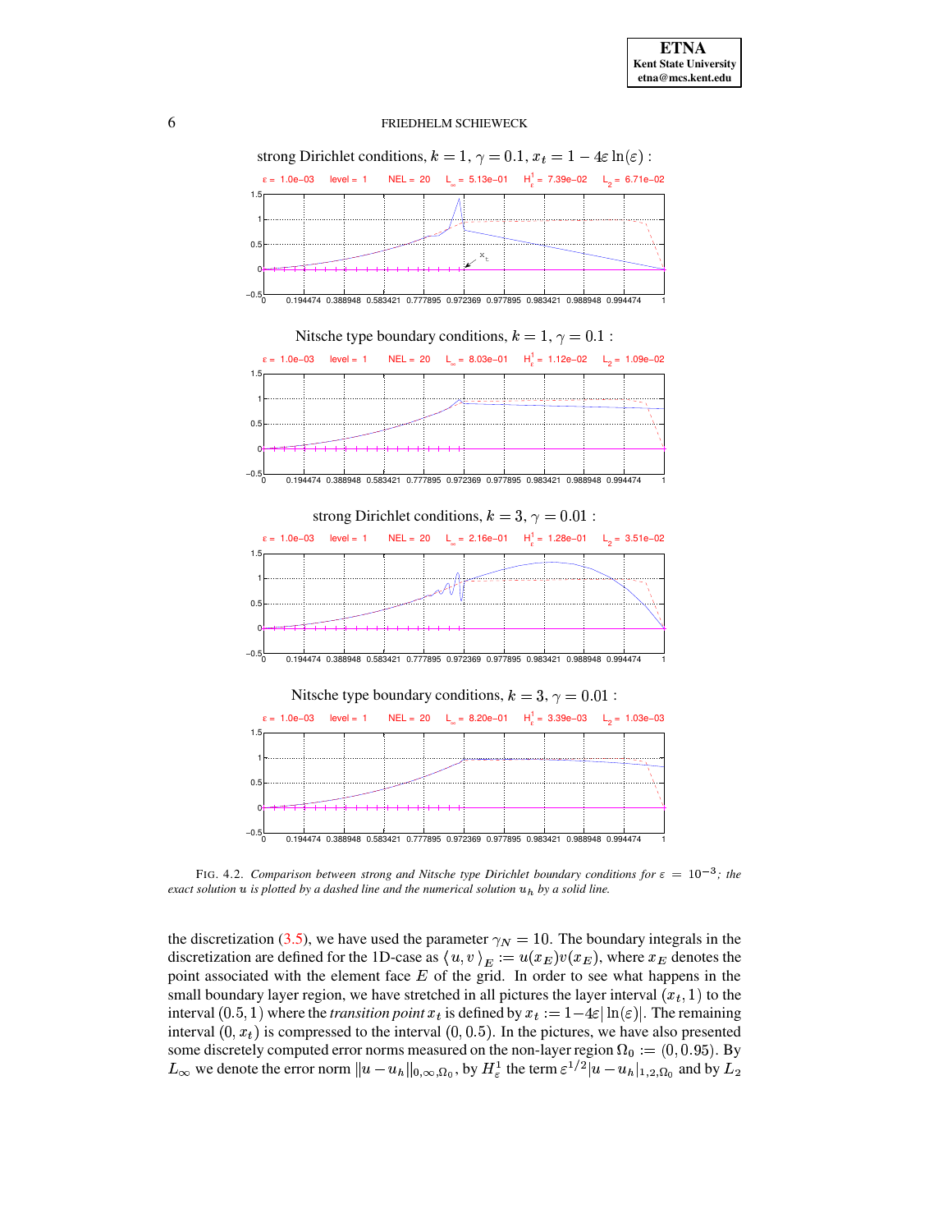strong Dirichlet conditions, $k = 1$, $\gamma = 0.1$, $x_t = 1 - 4\varepsilon \ln(\varepsilon)$ :

$\varepsilon$ = 1.0e−03 level = 1 NEL = 20 $L_\infty$ = 5.13e−01 $H^1_\varepsilon$ = 7.39e−02 $L_2$ = 6.71e−02

Nitsche type boundary conditions, $k = 1$, $\gamma = 0.1$ :

$\varepsilon$ = 1.0e−03 level = 1 NEL = 20 $L_\infty$ = 8.03e−01 $H^1_\varepsilon$ = 1.12e−02 $L_2$ = 1.09e−02

strong Dirichlet conditions, $k = 3$, $\gamma = 0.01$ :

$\varepsilon$ = 1.0e−03 level = 1 NEL = 20 $L_\infty$ = 2.16e−01 $H^1_\varepsilon$ = 1.28e−01 $L_2$ = 3.51e−02

Nitsche type boundary conditions, $k = 3$, $\gamma = 0.01$ :

$\varepsilon$ = 1.0e−03 level = 1 NEL = 20 $L_\infty$ = 8.20e−01 $H^1_\varepsilon$ = 3.39e−03 $L_2$ = 1.03e−03

FIG. 4.2. *Comparison between strong and Nitsche type Dirichlet boundary conditions for $\varepsilon = 10^{-3}$; the exact solution $u$ is plotted by a dashed line and the numerical solution $u_h$ by a solid line.*

the discretization (3.5), we have used the parameter $\gamma_N = 10$. The boundary integrals in the discretization are defined for the 1D-case as $\langle u, v \rangle_E := u(x_E)v(x_E)$, where $x_E$ denotes the point associated with the element face $E$ of the grid. In order to see what happens in the small boundary layer region, we have stretched in all pictures the layer interval $(x_t, 1)$ to the interval $(0.5, 1)$ where the *transition point* $x_t$ is defined by $x_t := 1 - 4\varepsilon|\ln(\varepsilon)|$. The remaining interval $(0, x_t)$ is compressed to the interval $(0, 0.5)$. In the pictures, we have also presented some discretely computed error norms measured on the non-layer region $\Omega_0 := (0, 0.95)$. By $L_\infty$ we denote the error norm $\|u - u_h\|_{0,\infty,\Omega_0}$, by $H^1_\varepsilon$ the term $\varepsilon^{1/2}|u - u_h|_{1,2,\Omega_0}$ and by $L_2$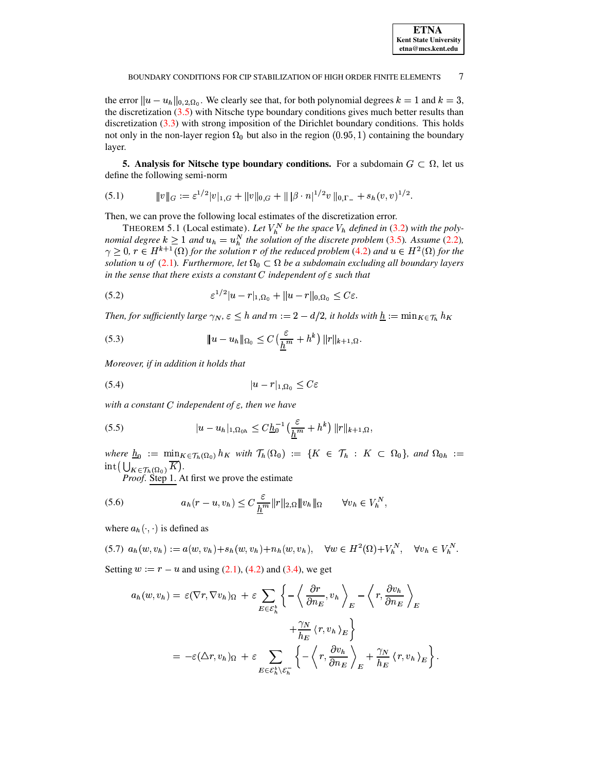the error $\|u - u_h\|_{0,2,\Omega_0}$. We clearly see that, for both polynomial degrees $k = 1$ and $k = 3$, the discretization (3.5) with Nitsche type boundary conditions gives much better results than discretization (3.3) with strong imposition of the Dirichlet boundary conditions. This holds not only in the non-layer region $\Omega_0$ but also in the region $(0.95, 1)$ containing the boundary layer.

## 5. Analysis for Nitsche type boundary conditions.

For a subdomain $G \subset \Omega$, let us define the following semi-norm

$$\|\!|v|\!\|_G := \varepsilon^{1/2}|v|_{1,G} + \|v\|_{0,G} + \|\, |\beta \cdot n|^{1/2} v\,\|_{0,\Gamma_-} + s_h(v,v)^{1/2}. \tag{5.1}$$

Then, we can prove the following local estimates of the discretization error.

THEOREM 5.1 (Local estimate). *Let $V_h^N$ be the space $V_h$ defined in (3.2) with the polynomial degree $k \geq 1$ and $u_h = u_h^N$ the solution of the discrete problem (3.5). Assume (2.2), $\gamma \geq 0$, $r \in H^{k+1}(\Omega)$ for the solution $r$ of the reduced problem (4.2) and $u \in H^2(\Omega)$ for the solution $u$ of (2.1). Furthermore, let $\Omega_0 \subset \Omega$ be a subdomain excluding all boundary layers in the sense that there exists a constant $C$ independent of $\varepsilon$ such that*

$$\varepsilon^{1/2}|u - r|_{1,\Omega_0} + \|u - r\|_{0,\Omega_0} \leq C\varepsilon. \tag{5.2}$$

*Then, for sufficiently large $\gamma_N$, $\varepsilon \leq h$ and $m := 2 - d/2$, it holds with $\underline{h} := \min_{K \in \mathcal{T}_h} h_K$*

$$\|\!|u - u_h|\!\|_{\Omega_0} \leq C\left(\frac{\varepsilon}{\underline{h}^m} + h^k\right)\|r\|_{k+1,\Omega}. \tag{5.3}$$

*Moreover, if in addition it holds that*

$$|u - r|_{1,\Omega_0} \leq C\varepsilon \tag{5.4}$$

*with a constant $C$ independent of $\varepsilon$, then we have*

$$|u - u_h|_{1,\Omega_{0h}} \leq C\underline{h}_0^{-1}\left(\frac{\varepsilon}{\underline{h}^m} + h^k\right)\|r\|_{k+1,\Omega}, \tag{5.5}$$

*where $\underline{h}_0 := \min_{K \in \mathcal{T}_h(\Omega_0)} h_K$ with $\mathcal{T}_h(\Omega_0) := \{K \in \mathcal{T}_h : K \subset \Omega_0\}$, and $\Omega_{0h} := \operatorname{int}\big(\bigcup_{K \in \mathcal{T}_h(\Omega_0)} \overline{K}\big)$.*

*Proof.* Step 1. At first we prove the estimate

$$a_h(r - u, v_h) \leq C\frac{\varepsilon}{\underline{h}^m}\|r\|_{2,\Omega}\|\!|v_h|\!\|_{\Omega} \qquad \forall v_h \in V_h^N, \tag{5.6}$$

where $a_h(\cdot,\cdot)$ is defined as

$$a_h(w, v_h) := a(w, v_h) + s_h(w, v_h) + n_h(w, v_h), \quad \forall w \in H^2(\Omega) + V_h^N, \quad \forall v_h \in V_h^N. \tag{5.7}$$

Setting $w := r - u$ and using (2.1), (4.2) and (3.4), we get

$$\begin{aligned}
a_h(w, v_h) &= \varepsilon(\nabla r, \nabla v_h)_\Omega + \varepsilon \sum_{E \in \mathcal{E}_h^b}\Big\{-\Big\langle \frac{\partial r}{\partial n_E}, v_h\Big\rangle_E - \Big\langle r, \frac{\partial v_h}{\partial n_E}\Big\rangle_E \\
&\qquad\qquad + \frac{\gamma_N}{h_E}\langle r, v_h\rangle_E\Big\} \\
&= -\varepsilon(\triangle r, v_h)_\Omega + \varepsilon \sum_{E \in \mathcal{E}_h^b \setminus \mathcal{E}_h^-}\Big\{-\Big\langle r, \frac{\partial v_h}{\partial n_E}\Big\rangle_E + \frac{\gamma_N}{h_E}\langle r, v_h\rangle_E\Big\}.
\end{aligned}$$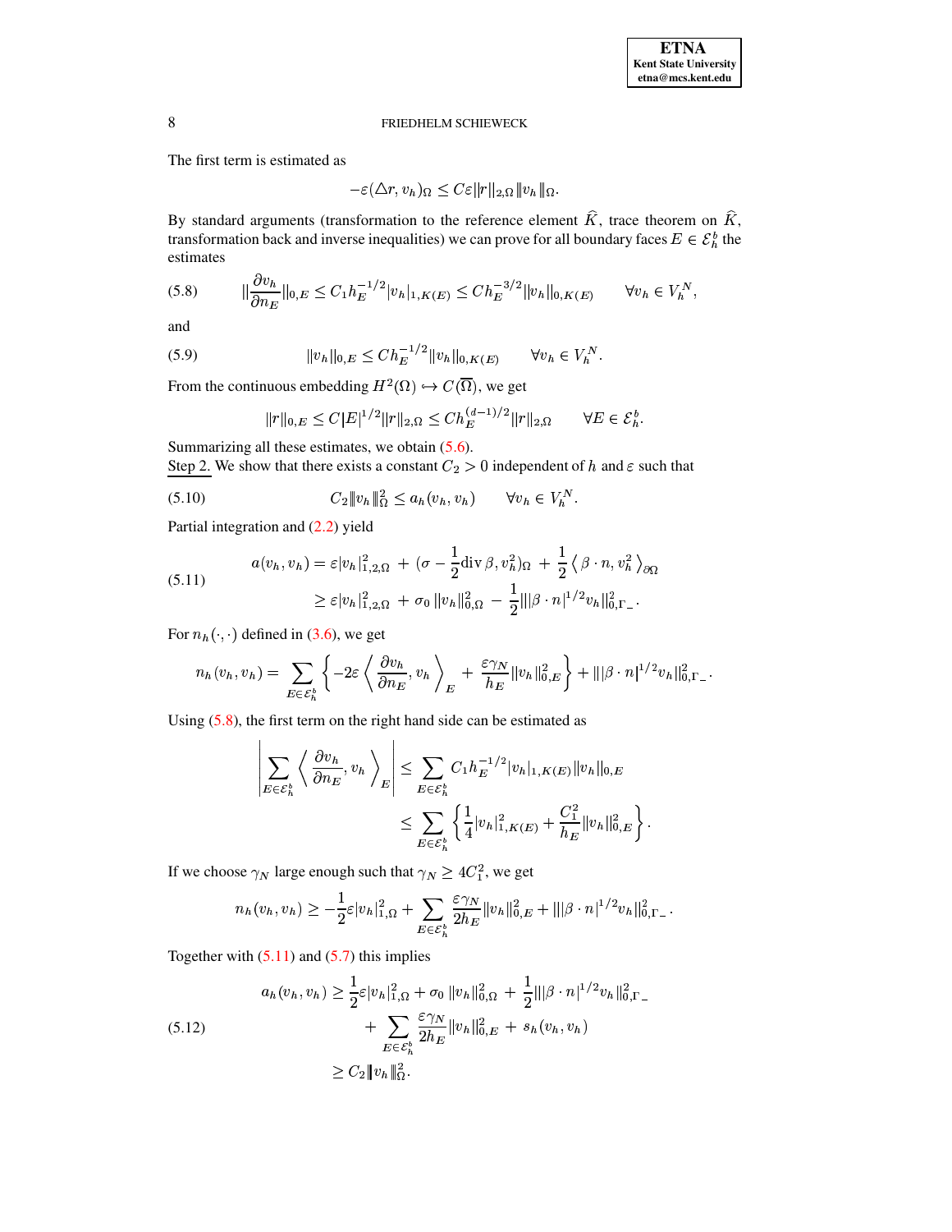The first term is estimated as

$$-\varepsilon(\triangle r, v_h)_\Omega \leq C\varepsilon \|r\|_{2,\Omega} \|\!| v_h \|\!|_\Omega.$$

By standard arguments (transformation to the reference element $\widehat{K}$, trace theorem on $\widehat{K}$, transformation back and inverse inequalities) we can prove for all boundary faces $E \in \mathcal{E}_h^b$ the estimates

$$\left\|\frac{\partial v_h}{\partial n_E}\right\|_{0,E} \leq C_1 h_E^{-1/2} |v_h|_{1,K(E)} \leq C h_E^{-3/2} \|v_h\|_{0,K(E)} \qquad \forall v_h \in V_h^N, \tag{5.8}$$

and

$$\|v_h\|_{0,E} \leq C h_E^{-1/2} \|v_h\|_{0,K(E)} \qquad \forall v_h \in V_h^N. \tag{5.9}$$

From the continuous embedding $H^2(\Omega) \hookrightarrow C(\overline{\Omega})$, we get

$$\|r\|_{0,E} \leq C|E|^{1/2} \|r\|_{2,\Omega} \leq C h_E^{(d-1)/2} \|r\|_{2,\Omega} \qquad \forall E \in \mathcal{E}_h^b.$$

Summarizing all these estimates, we obtain (5.6).

Step 2. We show that there exists a constant $C_2 > 0$ independent of $h$ and $\varepsilon$ such that

$$C_2 \|\!| v_h \|\!|_\Omega^2 \leq a_h(v_h, v_h) \qquad \forall v_h \in V_h^N. \tag{5.10}$$

Partial integration and (2.2) yield

$$\begin{aligned} a(v_h, v_h) &= \varepsilon |v_h|_{1,2,\Omega}^2 + (\sigma - \frac{1}{2}\operatorname{div}\beta, v_h^2)_\Omega + \frac{1}{2}\left\langle \beta \cdot n, v_h^2 \right\rangle_{\partial\Omega} \\ &\geq \varepsilon |v_h|_{1,2,\Omega}^2 + \sigma_0 \|v_h\|_{0,\Omega}^2 - \frac{1}{2}\||\beta \cdot n|^{1/2} v_h\|_{0,\Gamma_-}^2. \end{aligned} \tag{5.11}$$

For $n_h(\cdot,\cdot)$ defined in (3.6), we get

$$n_h(v_h, v_h) = \sum_{E \in \mathcal{E}_h^b} \left\{ -2\varepsilon \left\langle \frac{\partial v_h}{\partial n_E}, v_h \right\rangle_E + \frac{\varepsilon \gamma_N}{h_E} \|v_h\|_{0,E}^2 \right\} + \||\beta \cdot n|^{1/2} v_h\|_{0,\Gamma_-}^2.$$

Using (5.8), the first term on the right hand side can be estimated as

$$\begin{aligned} \left| \sum_{E \in \mathcal{E}_h^b} \left\langle \frac{\partial v_h}{\partial n_E}, v_h \right\rangle_E \right| &\leq \sum_{E \in \mathcal{E}_h^b} C_1 h_E^{-1/2} |v_h|_{1,K(E)} \|v_h\|_{0,E} \\ &\leq \sum_{E \in \mathcal{E}_h^b} \left\{ \frac{1}{4}|v_h|_{1,K(E)}^2 + \frac{C_1^2}{h_E}\|v_h\|_{0,E}^2 \right\}. \end{aligned}$$

If we choose $\gamma_N$ large enough such that $\gamma_N \geq 4C_1^2$, we get

$$n_h(v_h, v_h) \geq -\frac{1}{2}\varepsilon |v_h|_{1,\Omega}^2 + \sum_{E \in \mathcal{E}_h^b} \frac{\varepsilon \gamma_N}{2h_E}\|v_h\|_{0,E}^2 + \||\beta \cdot n|^{1/2} v_h\|_{0,\Gamma_-}^2.$$

Together with (5.11) and (5.7) this implies

$$\begin{aligned} a_h(v_h, v_h) &\geq \frac{1}{2}\varepsilon |v_h|_{1,\Omega}^2 + \sigma_0 \|v_h\|_{0,\Omega}^2 + \frac{1}{2}\||\beta \cdot n|^{1/2} v_h\|_{0,\Gamma_-}^2 \\ &\qquad + \sum_{E \in \mathcal{E}_h^b} \frac{\varepsilon \gamma_N}{2h_E}\|v_h\|_{0,E}^2 + s_h(v_h, v_h) \\ &\geq C_2 \|\!| v_h \|\!|_\Omega^2. \end{aligned} \tag{5.12}$$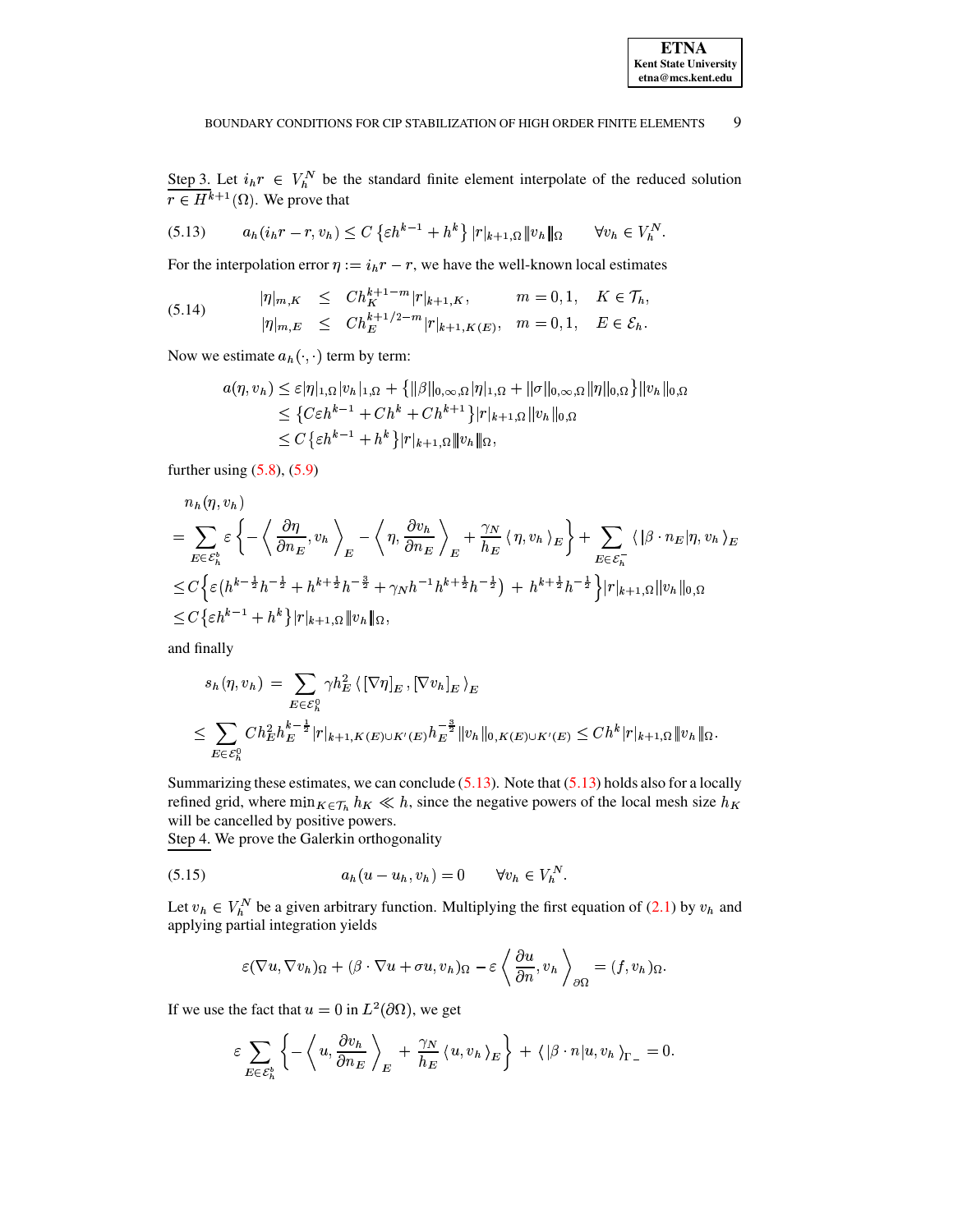Step 3. Let $i_h r \in V_h^N$ be the standard finite element interpolate of the reduced solution $r \in H^{k+1}(\Omega)$. We prove that

$$a_h(i_h r - r, v_h) \leq C\left\{\varepsilon h^{k-1} + h^k\right\} |r|_{k+1,\Omega} \|v_h\|_\Omega \qquad \forall v_h \in V_h^N. \tag{5.13}$$

For the interpolation error $\eta := i_h r - r$, we have the well-known local estimates

$$\begin{aligned} |\eta|_{m,K} &\leq C h_K^{k+1-m} |r|_{k+1,K}, & m = 0,1, \quad K \in \mathcal{T}_h, \\ |\eta|_{m,E} &\leq C h_E^{k+1/2-m} |r|_{k+1,K(E)}, & m = 0,1, \quad E \in \mathcal{E}_h. \end{aligned} \tag{5.14}$$

Now we estimate $a_h(\cdot,\cdot)$ term by term:

$$\begin{aligned} a(\eta, v_h) &\leq \varepsilon |\eta|_{1,\Omega} |v_h|_{1,\Omega} + \left\{\|\beta\|_{0,\infty,\Omega} |\eta|_{1,\Omega} + \|\sigma\|_{0,\infty,\Omega} \|\eta\|_{0,\Omega}\right\} \|v_h\|_{0,\Omega} \\ &\leq \left\{C\varepsilon h^{k-1} + C h^k + C h^{k+1}\right\} |r|_{k+1,\Omega} \|v_h\|_{0,\Omega} \\ &\leq C\left\{\varepsilon h^{k-1} + h^k\right\} |r|_{k+1,\Omega} \|v_h\|_\Omega, \end{aligned}$$

further using (5.8), (5.9)

$$\begin{aligned} & n_h(\eta, v_h) \\ &= \sum_{E \in \mathcal{E}_h^b} \varepsilon \left\{ -\left\langle \frac{\partial \eta}{\partial n_E}, v_h \right\rangle_E - \left\langle \eta, \frac{\partial v_h}{\partial n_E} \right\rangle_E + \frac{\gamma_N}{h_E} \langle \eta, v_h \rangle_E \right\} + \sum_{E \in \mathcal{E}_h^-} \langle |\beta \cdot n_E| \eta, v_h \rangle_E \\ &\leq C\Big\{ \varepsilon\big(h^{k-\frac{1}{2}} h^{-\frac{1}{2}} + h^{k+\frac{1}{2}} h^{-\frac{3}{2}} + \gamma_N h^{-1} h^{k+\frac{1}{2}} h^{-\frac{1}{2}}\big) + h^{k+\frac{1}{2}} h^{-\frac{1}{2}} \Big\} |r|_{k+1,\Omega} \|v_h\|_{0,\Omega} \\ &\leq C\left\{\varepsilon h^{k-1} + h^k\right\} |r|_{k+1,\Omega} \|v_h\|_\Omega, \end{aligned}$$

and finally

$$\begin{aligned} s_h(\eta, v_h) &= \sum_{E \in \mathcal{E}_h^0} \gamma h_E^2 \left\langle [\nabla \eta]_E, [\nabla v_h]_E \right\rangle_E \\ &\leq \sum_{E \in \mathcal{E}_h^0} C h_E^2 h_E^{k-\frac{1}{2}} |r|_{k+1,K(E)\cup K'(E)} h_E^{-\frac{3}{2}} \|v_h\|_{0,K(E)\cup K'(E)} \leq C h^k |r|_{k+1,\Omega} \|v_h\|_\Omega. \end{aligned}$$

Summarizing these estimates, we can conclude (5.13). Note that (5.13) holds also for a locally refined grid, where $\min_{K \in \mathcal{T}_h} h_K \ll h$, since the negative powers of the local mesh size $h_K$ will be cancelled by positive powers.

Step 4. We prove the Galerkin orthogonality

$$a_h(u - u_h, v_h) = 0 \qquad \forall v_h \in V_h^N. \tag{5.15}$$

Let $v_h \in V_h^N$ be a given arbitrary function. Multiplying the first equation of (2.1) by $v_h$ and applying partial integration yields

$$\varepsilon(\nabla u, \nabla v_h)_\Omega + (\beta \cdot \nabla u + \sigma u, v_h)_\Omega - \varepsilon \left\langle \frac{\partial u}{\partial n}, v_h \right\rangle_{\partial\Omega} = (f, v_h)_\Omega.$$

If we use the fact that $u = 0$ in $L^2(\partial\Omega)$, we get

$$\varepsilon \sum_{E \in \mathcal{E}_h^b} \left\{ -\left\langle u, \frac{\partial v_h}{\partial n_E} \right\rangle_E + \frac{\gamma_N}{h_E} \langle u, v_h \rangle_E \right\} + \langle |\beta \cdot n| u, v_h \rangle_{\Gamma_-} = 0.$$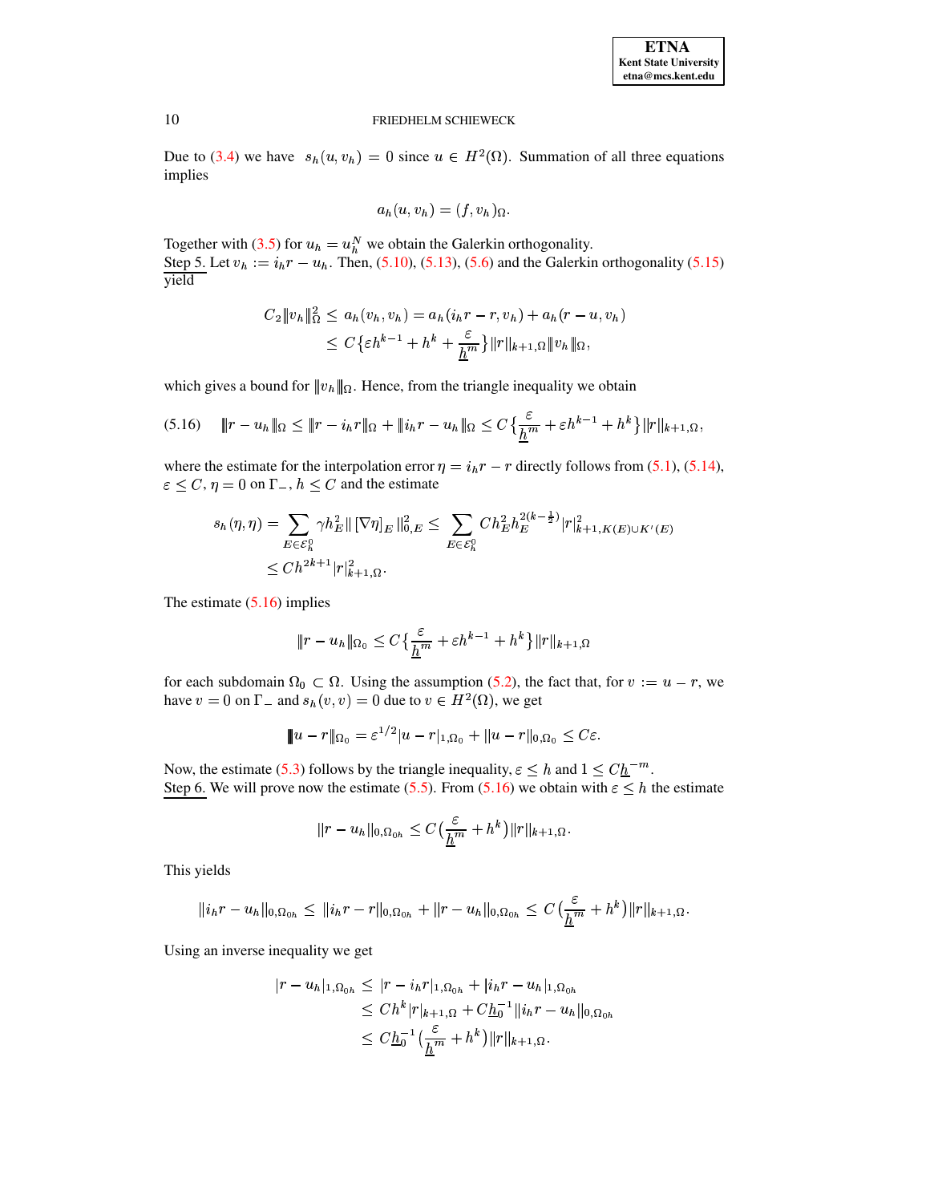Due to (3.4) we have $s_h(u, v_h) = 0$ since $u \in H^2(\Omega)$. Summation of all three equations implies

$$a_h(u, v_h) = (f, v_h)_\Omega.$$

Together with (3.5) for $u_h = u_h^N$ we obtain the Galerkin orthogonality.
Step 5. Let $v_h := i_h r - u_h$. Then, (5.10), (5.13), (5.6) and the Galerkin orthogonality (5.15) yield

$$\begin{aligned} C_2 \| v_h \|_\Omega^2 &\leq a_h(v_h, v_h) = a_h(i_h r - r, v_h) + a_h(r - u, v_h) \\ &\leq C\big\{\varepsilon h^{k-1} + h^k + \frac{\varepsilon}{\underline{h}^m}\big\} \|r\|_{k+1,\Omega} \| v_h \|_\Omega, \end{aligned}$$

which gives a bound for $\| v_h \|_\Omega$. Hence, from the triangle inequality we obtain

$$\| r - u_h \|_\Omega \leq \| r - i_h r \|_\Omega + \| i_h r - u_h \|_\Omega \leq C\big\{\frac{\varepsilon}{\underline{h}^m} + \varepsilon h^{k-1} + h^k\big\} \|r\|_{k+1,\Omega}, \tag{5.16}$$

where the estimate for the interpolation error $\eta = i_h r - r$ directly follows from (5.1), (5.14), $\varepsilon \leq C$, $\eta = 0$ on $\Gamma_-$, $h \leq C$ and the estimate

$$\begin{aligned} s_h(\eta, \eta) &= \sum_{E \in \mathcal{E}_h^0} \gamma h_E^2 \| [\nabla \eta]_E \|_{0,E}^2 \leq \sum_{E \in \mathcal{E}_h^0} C h_E^2 h_E^{2(k-\frac{1}{2})} |r|_{k+1,K(E)\cup K'(E)}^2 \\ &\leq C h^{2k+1} |r|_{k+1,\Omega}^2. \end{aligned}$$

The estimate (5.16) implies

$$\| r - u_h \|_{\Omega_0} \leq C\big\{\frac{\varepsilon}{\underline{h}^m} + \varepsilon h^{k-1} + h^k\big\} \|r\|_{k+1,\Omega}$$

for each subdomain $\Omega_0 \subset \Omega$. Using the assumption (5.2), the fact that, for $v := u - r$, we have $v = 0$ on $\Gamma_-$ and $s_h(v, v) = 0$ due to $v \in H^2(\Omega)$, we get

$$\| u - r \|_{\Omega_0} = \varepsilon^{1/2} |u - r|_{1,\Omega_0} + \|u - r\|_{0,\Omega_0} \leq C\varepsilon.$$

Now, the estimate (5.3) follows by the triangle inequality, $\varepsilon \leq h$ and $1 \leq C\underline{h}^{-m}$.
Step 6. We will prove now the estimate (5.5). From (5.16) we obtain with $\varepsilon \leq h$ the estimate

$$\|r - u_h\|_{0,\Omega_{0h}} \leq C\big(\frac{\varepsilon}{\underline{h}^m} + h^k\big) \|r\|_{k+1,\Omega}.$$

This yields

$$\|i_h r - u_h\|_{0,\Omega_{0h}} \leq \|i_h r - r\|_{0,\Omega_{0h}} + \|r - u_h\|_{0,\Omega_{0h}} \leq C\big(\frac{\varepsilon}{\underline{h}^m} + h^k\big) \|r\|_{k+1,\Omega}.$$

Using an inverse inequality we get

$$\begin{aligned} |r - u_h|_{1,\Omega_{0h}} &\leq |r - i_h r|_{1,\Omega_{0h}} + |i_h r - u_h|_{1,\Omega_{0h}} \\ &\leq C h^k |r|_{k+1,\Omega} + C \underline{h}_0^{-1} \|i_h r - u_h\|_{0,\Omega_{0h}} \\ &\leq C \underline{h}_0^{-1} \big(\frac{\varepsilon}{\underline{h}^m} + h^k\big) \|r\|_{k+1,\Omega}. \end{aligned}$$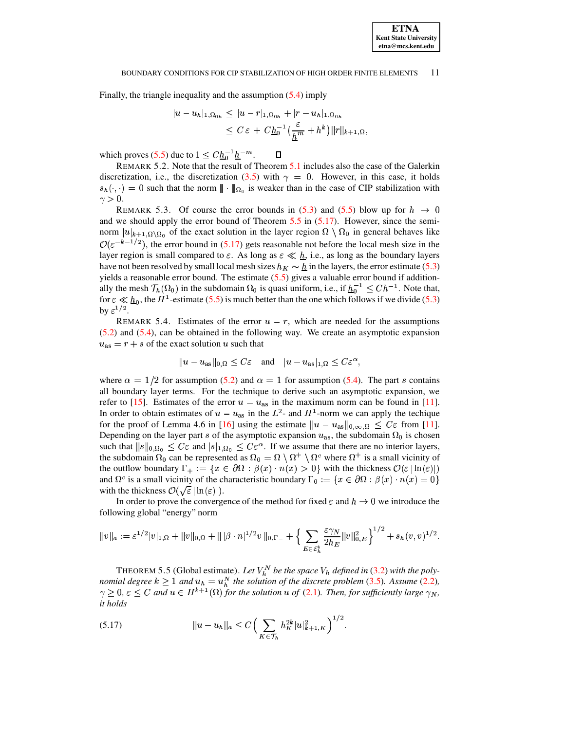Finally, the triangle inequality and the assumption (5.4) imply

$$
\begin{aligned}
|u - u_h|_{1,\Omega_{0h}} &\le |u - r|_{1,\Omega_{0h}} + |r - u_h|_{1,\Omega_{0h}} \\
&\le C\,\varepsilon + C\underline{h}_0^{-1}\big(\frac{\varepsilon}{\underline{h}^m} + h^k\big)\|r\|_{k+1,\Omega},
\end{aligned}
$$

which proves (5.5) due to $1 \le C\underline{h}_0^{-1}\underline{h}^{-m}$. ☐

REMARK 5.2. Note that the result of Theorem 5.1 includes also the case of the Galerkin discretization, i.e., the discretization (3.5) with $\gamma = 0$. However, in this case, it holds $s_h(\cdot,\cdot) = 0$ such that the norm $|\!|\!|\cdot|\!|\!|_{\Omega_0}$ is weaker than in the case of CIP stabilization with $\gamma > 0$.

REMARK 5.3. Of course the error bounds in (5.3) and (5.5) blow up for $h \to 0$ and we should apply the error bound of Theorem 5.5 in (5.17). However, since the seminorm $|u|_{k+1,\Omega\setminus\Omega_0}$ of the exact solution in the layer region $\Omega \setminus \Omega_0$ in general behaves like $\mathcal{O}(\varepsilon^{-k-1/2})$, the error bound in (5.17) gets reasonable not before the local mesh size in the layer region is small compared to $\varepsilon$. As long as $\varepsilon \ll \underline{h}$, i.e., as long as the boundary layers have not been resolved by small local mesh sizes $h_K \sim \underline{h}$ in the layers, the error estimate (5.3) yields a reasonable error bound. The estimate (5.5) gives a valuable error bound if additionally the mesh $\mathcal{T}_h(\Omega_0)$ in the subdomain $\Omega_0$ is quasi uniform, i.e., if $\underline{h}_0^{-1} \le Ch^{-1}$. Note that, for $\varepsilon \ll \underline{h}_0$, the $H^1$-estimate (5.5) is much better than the one which follows if we divide (5.3) by $\varepsilon^{1/2}$.

REMARK 5.4. Estimates of the error $u - r$, which are needed for the assumptions (5.2) and (5.4), can be obtained in the following way. We create an asymptotic expansion $u_{\mathrm{as}} = r + s$ of the exact solution $u$ such that

$$
\|u - u_{\mathrm{as}}\|_{0,\Omega} \le C\varepsilon \quad \text{and} \quad |u - u_{\mathrm{as}}|_{1,\Omega} \le C\varepsilon^{\alpha},
$$

where $\alpha = 1/2$ for assumption (5.2) and $\alpha = 1$ for assumption (5.4). The part $s$ contains all boundary layer terms. For the technique to derive such an asymptotic expansion, we refer to [15]. Estimates of the error $u - u_{\mathrm{as}}$ in the maximum norm can be found in [11]. In order to obtain estimates of $u - u_{\mathrm{as}}$ in the $L^2$- and $H^1$-norm we can apply the techique for the proof of Lemma 4.6 in [16] using the estimate $\|u - u_{\mathrm{as}}\|_{0,\infty,\Omega} \le C\varepsilon$ from [11]. Depending on the layer part $s$ of the asymptotic expansion $u_{\mathrm{as}}$, the subdomain $\Omega_0$ is chosen such that $\|s\|_{0,\Omega_0} \le C\varepsilon$ and $|s|_{1,\Omega_0} \le C\varepsilon^{\alpha}$. If we assume that there are no interior layers, the subdomain $\Omega_0$ can be represented as $\Omega_0 = \Omega \setminus \Omega^+ \setminus \Omega^c$ where $\Omega^+$ is a small vicinity of the outflow boundary $\Gamma_+ := \{x \in \partial\Omega : \beta(x)\cdot n(x) > 0\}$ with the thickness $\mathcal{O}(\varepsilon\,|\ln(\varepsilon)|)$ and $\Omega^c$ is a small vicinity of the characteristic boundary $\Gamma_0 := \{x \in \partial\Omega : \beta(x)\cdot n(x) = 0\}$ with the thickness $\mathcal{O}(\sqrt{\varepsilon}\,|\ln(\varepsilon)|)$.

In order to prove the convergence of the method for fixed $\varepsilon$ and $h \to 0$ we introduce the following global "energy" norm

$$
\|v\|_a := \varepsilon^{1/2}|v|_{1,\Omega} + \|v\|_{0,\Omega} + \|\,|\beta\cdot n|^{1/2}v\,\|_{0,\Gamma_-} + \Big\{\sum_{E\in\mathcal{E}_h^b}\frac{\varepsilon\gamma_N}{2h_E}\|v\|_{0,E}^2\Big\}^{1/2} + s_h(v,v)^{1/2}.
$$

THEOREM 5.5 (Global estimate). *Let $V_h^N$ be the space $V_h$ defined in (3.2) with the polynomial degree $k \ge 1$ and $u_h = u_h^N$ the solution of the discrete problem (3.5). Assume (2.2), $\gamma \ge 0$, $\varepsilon \le C$ and $u \in H^{k+1}(\Omega)$ for the solution $u$ of (2.1). Then, for sufficiently large $\gamma_N$, it holds*

$$
\|u - u_h\|_a \le C\Big(\sum_{K\in\mathcal{T}_h} h_K^{2k}|u|_{k+1,K}^2\Big)^{1/2}. \tag{5.17}
$$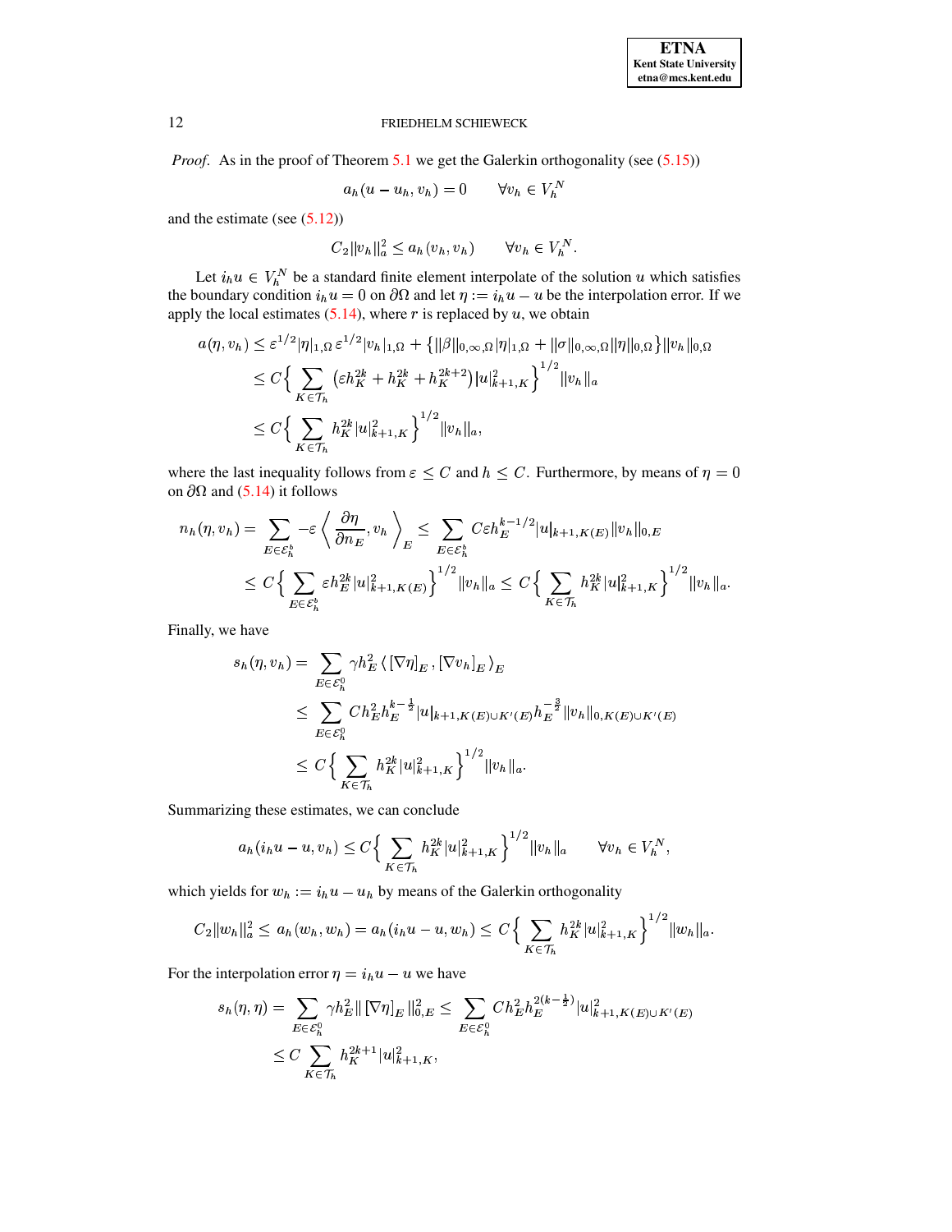*Proof*. As in the proof of Theorem 5.1 we get the Galerkin orthogonality (see (5.15))

$$a_h(u - u_h, v_h) = 0 \qquad \forall v_h \in V_h^N$$

and the estimate (see (5.12))

$$C_2 \|v_h\|_a^2 \le a_h(v_h, v_h) \qquad \forall v_h \in V_h^N.$$

Let $i_h u \in V_h^N$ be a standard finite element interpolate of the solution $u$ which satisfies the boundary condition $i_h u = 0$ on $\partial\Omega$ and let $\eta := i_h u - u$ be the interpolation error. If we apply the local estimates (5.14), where $r$ is replaced by $u$, we obtain

$$\begin{aligned}
a(\eta, v_h) &\le \varepsilon^{1/2}|\eta|_{1,\Omega}\,\varepsilon^{1/2}|v_h|_{1,\Omega} + \left\{\|\beta\|_{0,\infty,\Omega}|\eta|_{1,\Omega} + \|\sigma\|_{0,\infty,\Omega}\|\eta\|_{0,\Omega}\right\}\|v_h\|_{0,\Omega} \\
&\le C\Big\{\sum_{K\in\mathcal{T}_h}\left(\varepsilon h_K^{2k} + h_K^{2k} + h_K^{2k+2}\right)|u|_{k+1,K}^2\Big\}^{1/2}\|v_h\|_a \\
&\le C\Big\{\sum_{K\in\mathcal{T}_h} h_K^{2k}|u|_{k+1,K}^2\Big\}^{1/2}\|v_h\|_a,
\end{aligned}$$

where the last inequality follows from $\varepsilon \le C$ and $h \le C$. Furthermore, by means of $\eta = 0$ on $\partial\Omega$ and (5.14) it follows

$$\begin{aligned}
n_h(\eta, v_h) &= \sum_{E\in\mathcal{E}_h^b} -\varepsilon\left\langle \frac{\partial \eta}{\partial n_E}, v_h\right\rangle_E \le \sum_{E\in\mathcal{E}_h^b} C\varepsilon h_E^{k-1/2}|u|_{k+1,K(E)}\|v_h\|_{0,E} \\
&\le C\Big\{\sum_{E\in\mathcal{E}_h^b}\varepsilon h_E^{2k}|u|_{k+1,K(E)}^2\Big\}^{1/2}\|v_h\|_a \le C\Big\{\sum_{K\in\mathcal{T}_h} h_K^{2k}|u|_{k+1,K}^2\Big\}^{1/2}\|v_h\|_a.
\end{aligned}$$

Finally, we have

$$\begin{aligned}
s_h(\eta, v_h) &= \sum_{E\in\mathcal{E}_h^0} \gamma h_E^2 \left\langle [\nabla\eta]_E, [\nabla v_h]_E\right\rangle_E \\
&\le \sum_{E\in\mathcal{E}_h^0} C h_E^2 h_E^{k-\frac{1}{2}}|u|_{k+1,K(E)\cup K'(E)} h_E^{-\frac{3}{2}}\|v_h\|_{0,K(E)\cup K'(E)} \\
&\le C\Big\{\sum_{K\in\mathcal{T}_h} h_K^{2k}|u|_{k+1,K}^2\Big\}^{1/2}\|v_h\|_a.
\end{aligned}$$

Summarizing these estimates, we can conclude

$$a_h(i_h u - u, v_h) \le C\Big\{\sum_{K\in\mathcal{T}_h} h_K^{2k}|u|_{k+1,K}^2\Big\}^{1/2}\|v_h\|_a \qquad \forall v_h \in V_h^N,$$

which yields for $w_h := i_h u - u_h$ by means of the Galerkin orthogonality

$$C_2\|w_h\|_a^2 \le a_h(w_h, w_h) = a_h(i_h u - u, w_h) \le C\Big\{\sum_{K\in\mathcal{T}_h} h_K^{2k}|u|_{k+1,K}^2\Big\}^{1/2}\|w_h\|_a.$$

For the interpolation error $\eta = i_h u - u$ we have

$$\begin{aligned}
s_h(\eta, \eta) &= \sum_{E\in\mathcal{E}_h^0} \gamma h_E^2 \|[\nabla\eta]_E\|_{0,E}^2 \le \sum_{E\in\mathcal{E}_h^0} C h_E^2 h_E^{2(k-\frac{1}{2})}|u|_{k+1,K(E)\cup K'(E)}^2 \\
&\le C\sum_{K\in\mathcal{T}_h} h_K^{2k+1}|u|_{k+1,K}^2,
\end{aligned}$$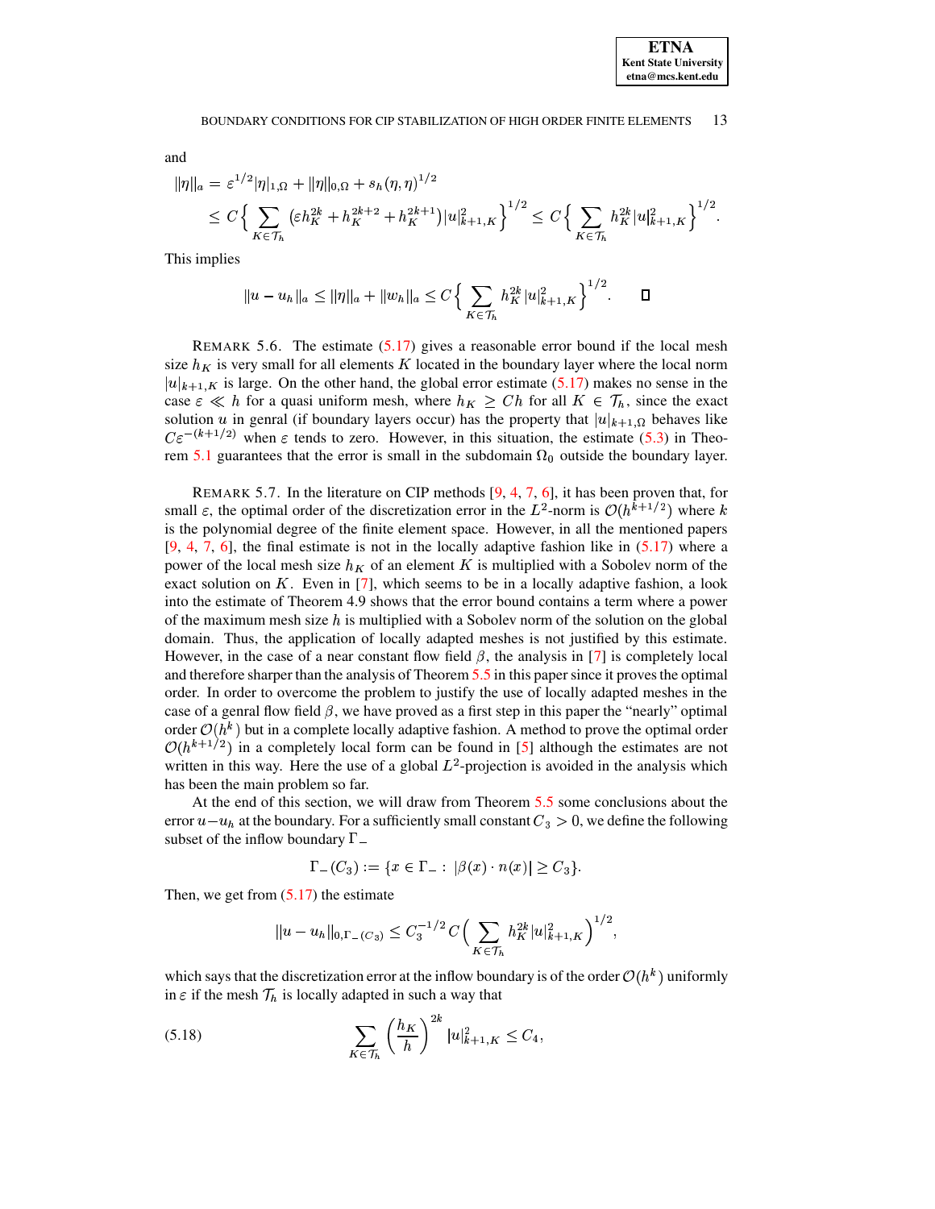and

$$
\begin{aligned}
\|\eta\|_a &= \varepsilon^{1/2}|\eta|_{1,\Omega} + \|\eta\|_{0,\Omega} + s_h(\eta,\eta)^{1/2} \\
&\leq C\Big\{ \sum_{K\in\mathcal{T}_h} (\varepsilon h_K^{2k} + h_K^{2k+2} + h_K^{2k+1})|u|_{k+1,K}^2 \Big\}^{1/2} \leq C\Big\{ \sum_{K\in\mathcal{T}_h} h_K^{2k}|u|_{k+1,K}^2 \Big\}^{1/2}.
\end{aligned}
$$

This implies

$$
\|u - u_h\|_a \leq \|\eta\|_a + \|w_h\|_a \leq C\Big\{ \sum_{K\in\mathcal{T}_h} h_K^{2k}|u|_{k+1,K}^2 \Big\}^{1/2}. \qquad \square
$$

REMARK 5.6. The estimate (5.17) gives a reasonable error bound if the local mesh size $h_K$ is very small for all elements $K$ located in the boundary layer where the local norm $|u|_{k+1,K}$ is large. On the other hand, the global error estimate (5.17) makes no sense in the case $\varepsilon \ll h$ for a quasi uniform mesh, where $h_K \geq Ch$ for all $K \in \mathcal{T}_h$, since the exact solution $u$ in genral (if boundary layers occur) has the property that $|u|_{k+1,\Omega}$ behaves like $C\varepsilon^{-(k+1/2)}$ when $\varepsilon$ tends to zero. However, in this situation, the estimate (5.3) in Theorem 5.1 guarantees that the error is small in the subdomain $\Omega_0$ outside the boundary layer.

REMARK 5.7. In the literature on CIP methods [9, 4, 7, 6], it has been proven that, for small $\varepsilon$, the optimal order of the discretization error in the $L^2$-norm is $\mathcal{O}(h^{k+1/2})$ where $k$ is the polynomial degree of the finite element space. However, in all the mentioned papers [9, 4, 7, 6], the final estimate is not in the locally adaptive fashion like in (5.17) where a power of the local mesh size $h_K$ of an element $K$ is multiplied with a Sobolev norm of the exact solution on $K$. Even in [7], which seems to be in a locally adaptive fashion, a look into the estimate of Theorem 4.9 shows that the error bound contains a term where a power of the maximum mesh size $h$ is multiplied with a Sobolev norm of the solution on the global domain. Thus, the application of locally adapted meshes is not justified by this estimate. However, in the case of a near constant flow field $\beta$, the analysis in [7] is completely local and therefore sharper than the analysis of Theorem 5.5 in this paper since it proves the optimal order. In order to overcome the problem to justify the use of locally adapted meshes in the case of a genral flow field $\beta$, we have proved as a first step in this paper the "nearly" optimal order $\mathcal{O}(h^k)$ but in a complete locally adaptive fashion. A method to prove the optimal order $\mathcal{O}(h^{k+1/2})$ in a completely local form can be found in [5] although the estimates are not written in this way. Here the use of a global $L^2$-projection is avoided in the analysis which has been the main problem so far.

At the end of this section, we will draw from Theorem 5.5 some conclusions about the error $u - u_h$ at the boundary. For a sufficiently small constant $C_3 > 0$, we define the following subset of the inflow boundary $\Gamma_-$

$$
\Gamma_-(C_3) := \{x \in \Gamma_- : |\beta(x)\cdot n(x)| \geq C_3\}.
$$

Then, we get from (5.17) the estimate

$$
\|u - u_h\|_{0,\Gamma_-(C_3)} \leq C_3^{-1/2}\, C\Big( \sum_{K\in\mathcal{T}_h} h_K^{2k}|u|_{k+1,K}^2 \Big)^{1/2},
$$

which says that the discretization error at the inflow boundary is of the order $\mathcal{O}(h^k)$ uniformly in $\varepsilon$ if the mesh $\mathcal{T}_h$ is locally adapted in such a way that

$$
\sum_{K\in\mathcal{T}_h} \left(\frac{h_K}{h}\right)^{2k} |u|_{k+1,K}^2 \leq C_4, \tag{5.18}
$$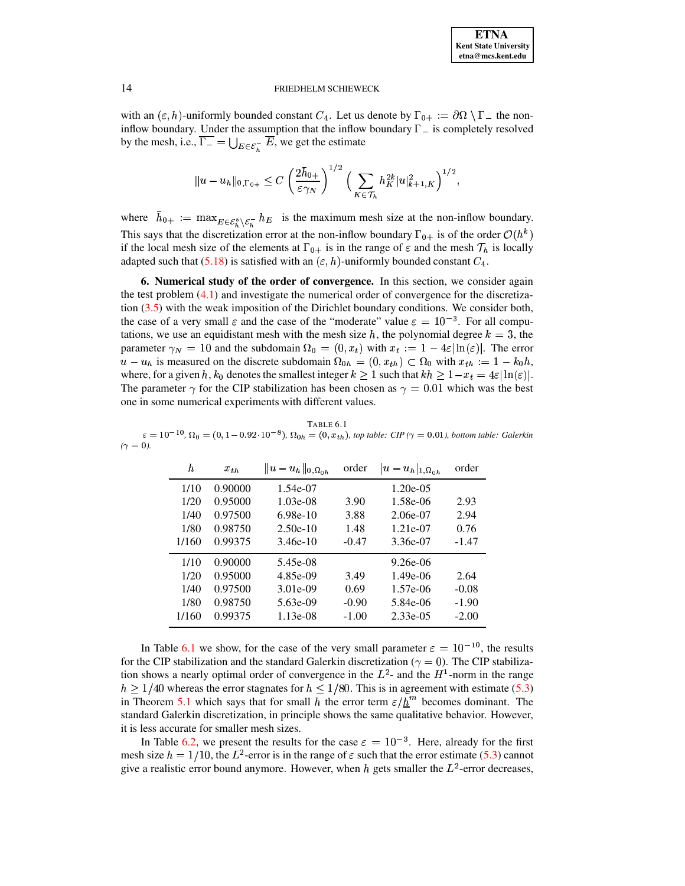with an $(\varepsilon, h)$-uniformly bounded constant $C_4$. Let us denote by $\Gamma_{0+} := \partial\Omega \setminus \Gamma_-$ the non-inflow boundary. Under the assumption that the inflow boundary $\Gamma_-$ is completely resolved by the mesh, i.e., $\overline{\Gamma_-} = \bigcup_{E \in \mathcal{E}_h^-} \overline{E}$, we get the estimate

$$\|u - u_h\|_{0,\Gamma_{0+}} \leq C \left( \frac{2\bar{h}_{0+}}{\varepsilon \gamma_N} \right)^{1/2} \Big( \sum_{K \in \mathcal{T}_h} h_K^{2k} |u|_{k+1,K}^2 \Big)^{1/2},$$

where $\bar{h}_{0+} := \max_{E \in \mathcal{E}_h^b \setminus \mathcal{E}_h^-} h_E$ is the maximum mesh size at the non-inflow boundary. This says that the discretization error at the non-inflow boundary $\Gamma_{0+}$ is of the order $\mathcal{O}(h^k)$ if the local mesh size of the elements at $\Gamma_{0+}$ is in the range of $\varepsilon$ and the mesh $\mathcal{T}_h$ is locally adapted such that (5.18) is satisfied with an $(\varepsilon, h)$-uniformly bounded constant $C_4$.

## 6. Numerical study of the order of convergence.

In this section, we consider again the test problem (4.1) and investigate the numerical order of convergence for the discretization (3.5) with the weak imposition of the Dirichlet boundary conditions. We consider both, the case of a very small $\varepsilon$ and the case of the "moderate" value $\varepsilon = 10^{-3}$. For all computations, we use an equidistant mesh with the mesh size $h$, the polynomial degree $k = 3$, the parameter $\gamma_N = 10$ and the subdomain $\Omega_0 = (0, x_t)$ with $x_t := 1 - 4\varepsilon|\ln(\varepsilon)|$. The error $u - u_h$ is measured on the discrete subdomain $\Omega_{0h} = (0, x_{th}) \subset \Omega_0$ with $x_{th} := 1 - k_0 h$, where, for a given $h$, $k_0$ denotes the smallest integer $k \geq 1$ such that $kh \geq 1 - x_t = 4\varepsilon|\ln(\varepsilon)|$. The parameter $\gamma$ for the CIP stabilization has been chosen as $\gamma = 0.01$ which was the best one in some numerical experiments with different values.

TABLE 6.1
*$\varepsilon = 10^{-10}$, $\Omega_0 = (0, 1 - 0.92 \cdot 10^{-8})$, $\Omega_{0h} = (0, x_{th})$, top table: CIP ($\gamma = 0.01$), bottom table: Galerkin ($\gamma = 0$).*

| $h$ | $x_{th}$ | $\|u - u_h\|_{0,\Omega_{0h}}$ | order | $\|u - u_h\|_{1,\Omega_{0h}}$ | order |
|---|---|---|---|---|---|
| 1/10 | 0.90000 | 1.54e-07 | | 1.20e-05 | |
| 1/20 | 0.95000 | 1.03e-08 | 3.90 | 1.58e-06 | 2.93 |
| 1/40 | 0.97500 | 6.98e-10 | 3.88 | 2.06e-07 | 2.94 |
| 1/80 | 0.98750 | 2.50e-10 | 1.48 | 1.21e-07 | 0.76 |
| 1/160 | 0.99375 | 3.46e-10 | -0.47 | 3.36e-07 | -1.47 |
| 1/10 | 0.90000 | 5.45e-08 | | 9.26e-06 | |
| 1/20 | 0.95000 | 4.85e-09 | 3.49 | 1.49e-06 | 2.64 |
| 1/40 | 0.97500 | 3.01e-09 | 0.69 | 1.57e-06 | -0.08 |
| 1/80 | 0.98750 | 5.63e-09 | -0.90 | 5.84e-06 | -1.90 |
| 1/160 | 0.99375 | 1.13e-08 | -1.00 | 2.33e-05 | -2.00 |

In Table 6.1 we show, for the case of the very small parameter $\varepsilon = 10^{-10}$, the results for the CIP stabilization and the standard Galerkin discretization ($\gamma = 0$). The CIP stabilization shows a nearly optimal order of convergence in the $L^2$- and the $H^1$-norm in the range $h \geq 1/40$ whereas the error stagnates for $h \leq 1/80$. This is in agreement with estimate (5.3) in Theorem 5.1 which says that for small $h$ the error term $\varepsilon/\underline{h}^m$ becomes dominant. The standard Galerkin discretization, in principle shows the same qualitative behavior. However, it is less accurate for smaller mesh sizes.

In Table 6.2, we present the results for the case $\varepsilon = 10^{-3}$. Here, already for the first mesh size $h = 1/10$, the $L^2$-error is in the range of $\varepsilon$ such that the error estimate (5.3) cannot give a realistic error bound anymore. However, when $h$ gets smaller the $L^2$-error decreases,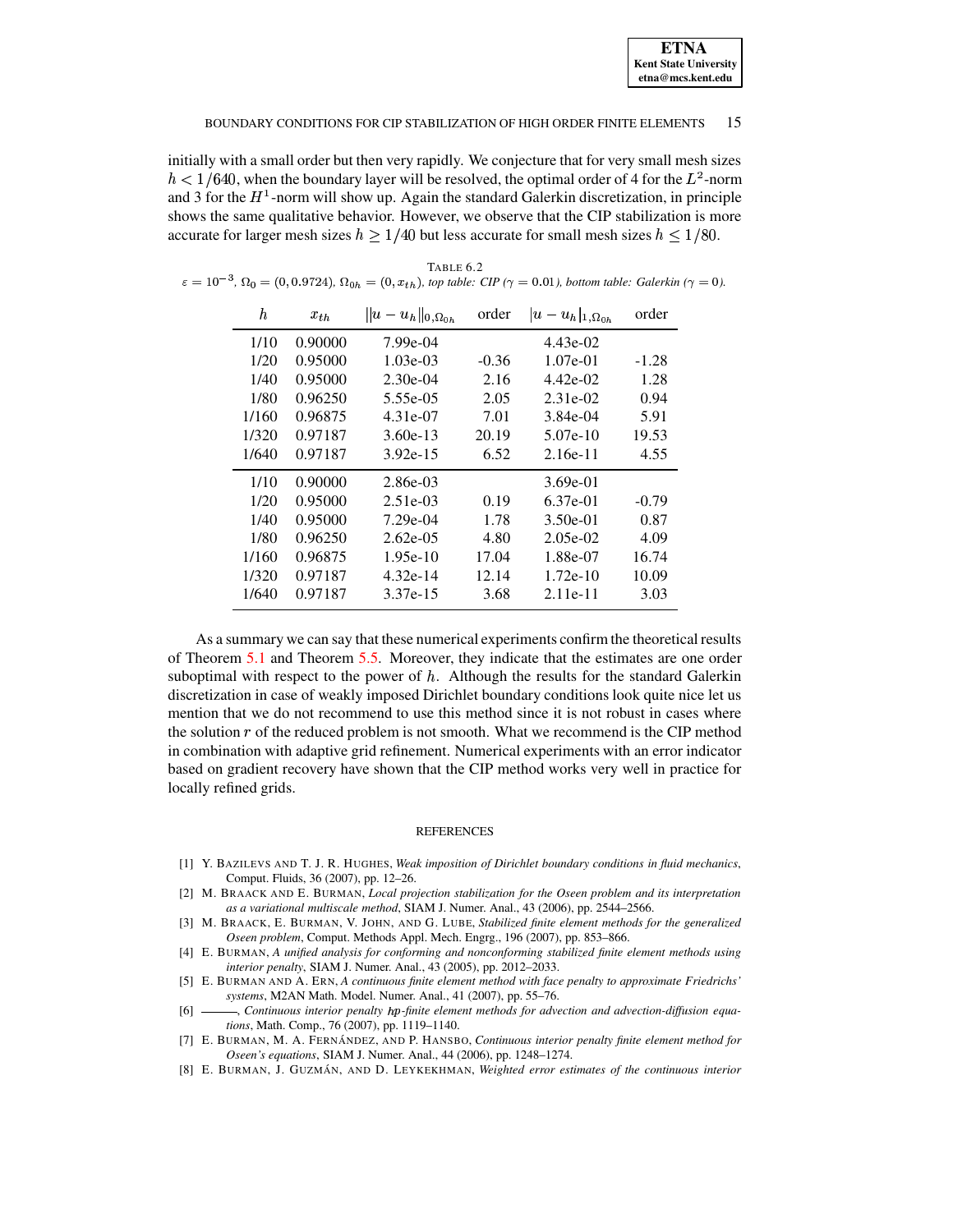initially with a small order but then very rapidly. We conjecture that for very small mesh sizes $h < 1/640$, when the boundary layer will be resolved, the optimal order of 4 for the $L^2$-norm and 3 for the $H^1$-norm will show up. Again the standard Galerkin discretization, in principle shows the same qualitative behavior. However, we observe that the CIP stabilization is more accurate for larger mesh sizes $h \geq 1/40$ but less accurate for small mesh sizes $h \leq 1/80$.

TABLE 6.2

*$\varepsilon = 10^{-3}$, $\Omega_0 = (0, 0.9724)$, $\Omega_{0h} = (0, x_{th})$, top table: CIP ($\gamma = 0.01$), bottom table: Galerkin ($\gamma = 0$).*

| $h$ | $x_{th}$ | $\|\|u - u_h\|\|_{0,\Omega_{0h}}$ | order | $\|u - u_h\|_{1,\Omega_{0h}}$ | order |
|---|---|---|---|---|---|
| 1/10 | 0.90000 | 7.99e-04 | | 4.43e-02 | |
| 1/20 | 0.95000 | 1.03e-03 | -0.36 | 1.07e-01 | -1.28 |
| 1/40 | 0.95000 | 2.30e-04 | 2.16 | 4.42e-02 | 1.28 |
| 1/80 | 0.96250 | 5.55e-05 | 2.05 | 2.31e-02 | 0.94 |
| 1/160 | 0.96875 | 4.31e-07 | 7.01 | 3.84e-04 | 5.91 |
| 1/320 | 0.97187 | 3.60e-13 | 20.19 | 5.07e-10 | 19.53 |
| 1/640 | 0.97187 | 3.92e-15 | 6.52 | 2.16e-11 | 4.55 |
| 1/10 | 0.90000 | 2.86e-03 | | 3.69e-01 | |
| 1/20 | 0.95000 | 2.51e-03 | 0.19 | 6.37e-01 | -0.79 |
| 1/40 | 0.95000 | 7.29e-04 | 1.78 | 3.50e-01 | 0.87 |
| 1/80 | 0.96250 | 2.62e-05 | 4.80 | 2.05e-02 | 4.09 |
| 1/160 | 0.96875 | 1.95e-10 | 17.04 | 1.88e-07 | 16.74 |
| 1/320 | 0.97187 | 4.32e-14 | 12.14 | 1.72e-10 | 10.09 |
| 1/640 | 0.97187 | 3.37e-15 | 3.68 | 2.11e-11 | 3.03 |

As a summary we can say that these numerical experiments confirm the theoretical results of Theorem 5.1 and Theorem 5.5. Moreover, they indicate that the estimates are one order suboptimal with respect to the power of $h$. Although the results for the standard Galerkin discretization in case of weakly imposed Dirichlet boundary conditions look quite nice let us mention that we do not recommend to use this method since it is not robust in cases where the solution $r$ of the reduced problem is not smooth. What we recommend is the CIP method in combination with adaptive grid refinement. Numerical experiments with an error indicator based on gradient recovery have shown that the CIP method works very well in practice for locally refined grids.

## REFERENCES

[1] Y. Bazilevs and T. J. R. Hughes, *Weak imposition of Dirichlet boundary conditions in fluid mechanics*, Comput. Fluids, 36 (2007), pp. 12–26.

[2] M. Braack and E. Burman, *Local projection stabilization for the Oseen problem and its interpretation as a variational multiscale method*, SIAM J. Numer. Anal., 43 (2006), pp. 2544–2566.

[3] M. Braack, E. Burman, V. John, and G. Lube, *Stabilized finite element methods for the generalized Oseen problem*, Comput. Methods Appl. Mech. Engrg., 196 (2007), pp. 853–866.

[4] E. Burman, *A unified analysis for conforming and nonconforming stabilized finite element methods using interior penalty*, SIAM J. Numer. Anal., 43 (2005), pp. 2012–2033.

[5] E. Burman and A. Ern, *A continuous finite element method with face penalty to approximate Friedrichs' systems*, M2AN Math. Model. Numer. Anal., 41 (2007), pp. 55–76.

[6] ———, *Continuous interior penalty hp-finite element methods for advection and advection-diffusion equations*, Math. Comp., 76 (2007), pp. 1119–1140.

[7] E. Burman, M. A. Fernández, and P. Hansbo, *Continuous interior penalty finite element method for Oseen's equations*, SIAM J. Numer. Anal., 44 (2006), pp. 1248–1274.

[8] E. Burman, J. Guzmán, and D. Leykekhman, *Weighted error estimates of the continuous interior*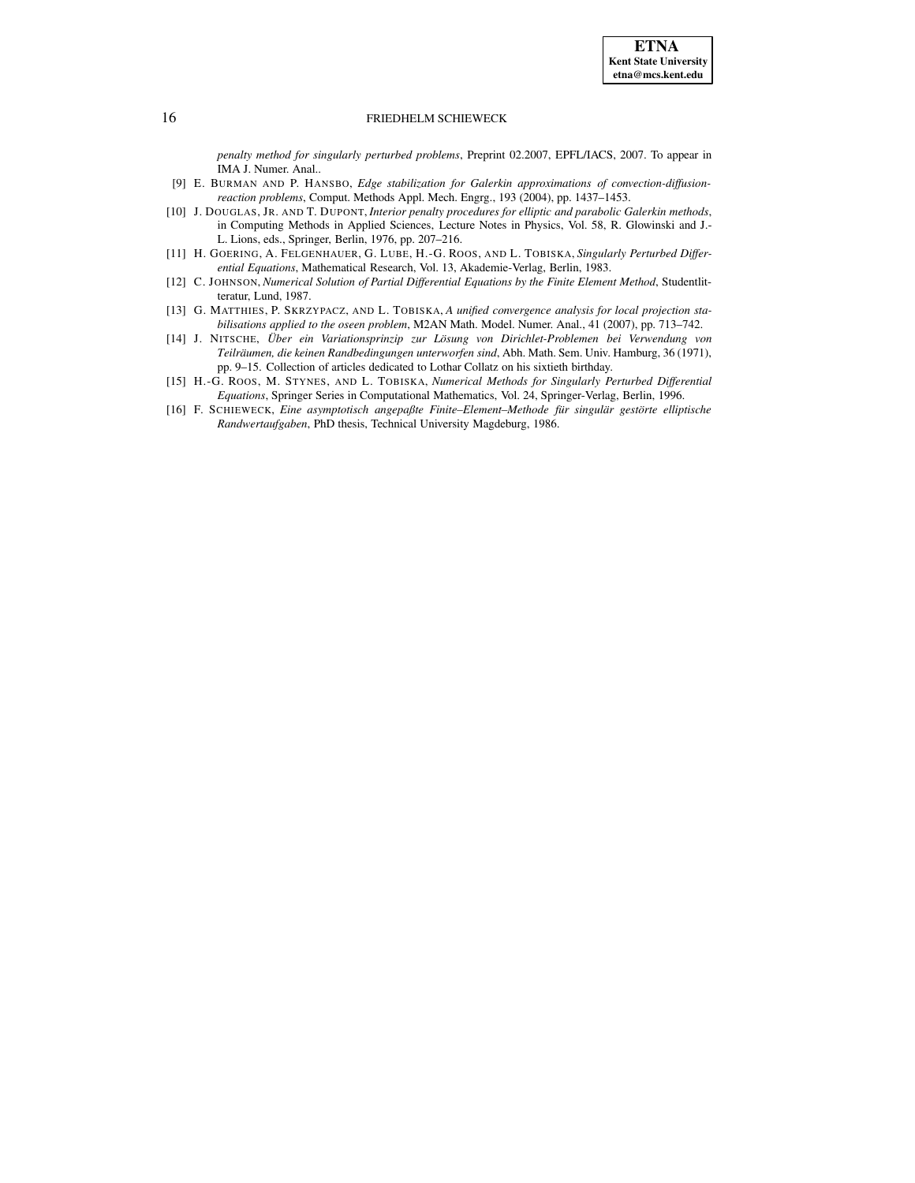*penalty method for singularly perturbed problems*, Preprint 02.2007, EPFL/IACS, 2007. To appear in IMA J. Numer. Anal..

[9] E. BURMAN AND P. HANSBO, *Edge stabilization for Galerkin approximations of convection-diffusion-reaction problems*, Comput. Methods Appl. Mech. Engrg., 193 (2004), pp. 1437–1453.

[10] J. DOUGLAS, JR. AND T. DUPONT, *Interior penalty procedures for elliptic and parabolic Galerkin methods*, in Computing Methods in Applied Sciences, Lecture Notes in Physics, Vol. 58, R. Glowinski and J.-L. Lions, eds., Springer, Berlin, 1976, pp. 207–216.

[11] H. GOERING, A. FELGENHAUER, G. LUBE, H.-G. ROOS, AND L. TOBISKA, *Singularly Perturbed Differential Equations*, Mathematical Research, Vol. 13, Akademie-Verlag, Berlin, 1983.

[12] C. JOHNSON, *Numerical Solution of Partial Differential Equations by the Finite Element Method*, Studentlitteratur, Lund, 1987.

[13] G. MATTHIES, P. SKRZYPACZ, AND L. TOBISKA, *A unified convergence analysis for local projection stabilisations applied to the oseen problem*, M2AN Math. Model. Numer. Anal., 41 (2007), pp. 713–742.

[14] J. NITSCHE, *Über ein Variationsprinzip zur Lösung von Dirichlet-Problemen bei Verwendung von Teilräumen, die keinen Randbedingungen unterworfen sind*, Abh. Math. Sem. Univ. Hamburg, 36 (1971), pp. 9–15. Collection of articles dedicated to Lothar Collatz on his sixtieth birthday.

[15] H.-G. ROOS, M. STYNES, AND L. TOBISKA, *Numerical Methods for Singularly Perturbed Differential Equations*, Springer Series in Computational Mathematics, Vol. 24, Springer-Verlag, Berlin, 1996.

[16] F. SCHIEWECK, *Eine asymptotisch angepaßte Finite–Element–Methode für singulär gestörte elliptische Randwertaufgaben*, PhD thesis, Technical University Magdeburg, 1986.